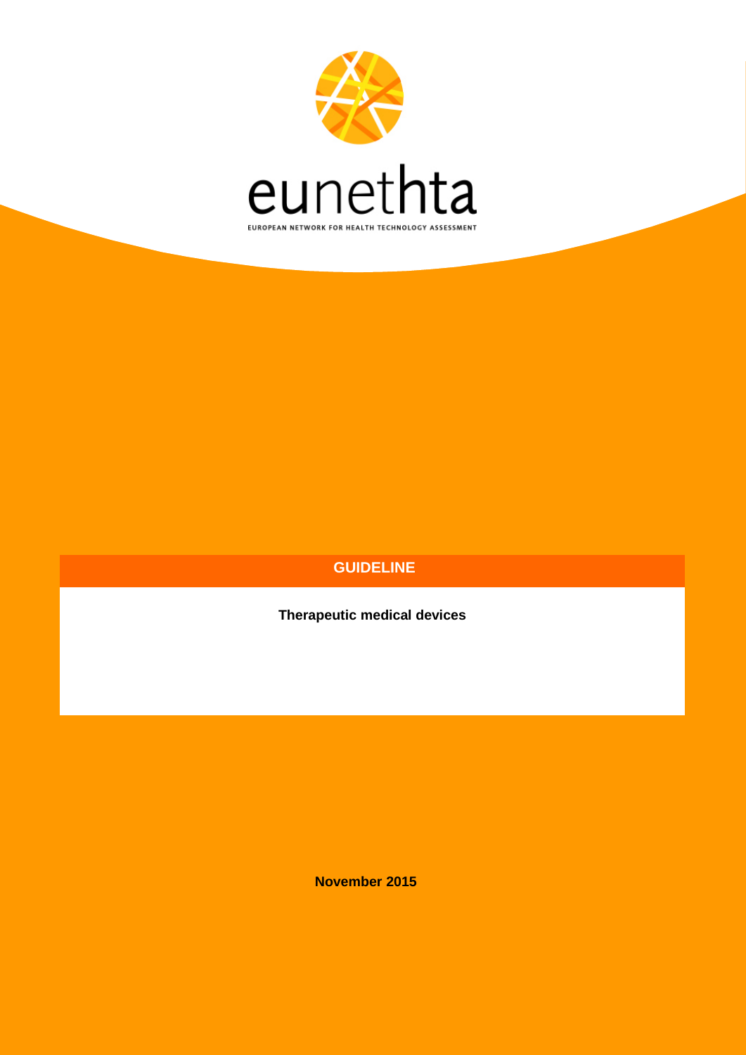eunethta

EUROPEAN NETWORK FOR HEALTH TECHNOLOGY ASSESSMENT

# GUIDELINE

**Therapeutic medical devices**

**November 2015**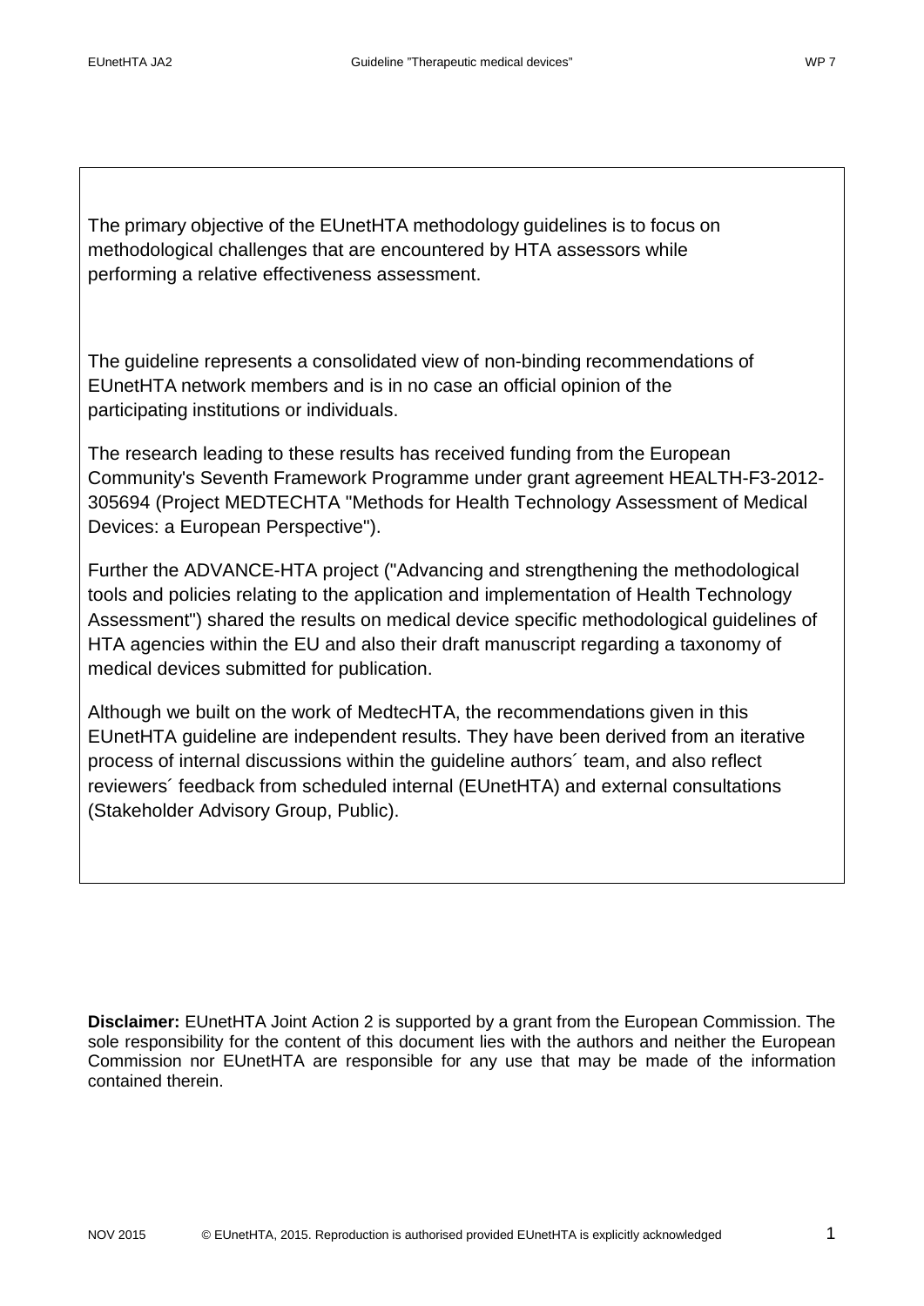The primary objective of the EUnetHTA methodology guidelines is to focus on methodological challenges that are encountered by HTA assessors while performing a relative effectiveness assessment.

The guideline represents a consolidated view of non-binding recommendations of EUnetHTA network members and is in no case an official opinion of the participating institutions or individuals.

The research leading to these results has received funding from the European Community's Seventh Framework Programme under grant agreement HEALTH-F3-2012-305694 (Project MEDTECHTA "Methods for Health Technology Assessment of Medical Devices: a European Perspective").

Further the ADVANCE-HTA project ("Advancing and strengthening the methodological tools and policies relating to the application and implementation of Health Technology Assessment") shared the results on medical device specific methodological guidelines of HTA agencies within the EU and also their draft manuscript regarding a taxonomy of medical devices submitted for publication.

Although we built on the work of MedtecHTA, the recommendations given in this EUnetHTA guideline are independent results. They have been derived from an iterative process of internal discussions within the guideline authors´ team, and also reflect reviewers´ feedback from scheduled internal (EUnetHTA) and external consultations (Stakeholder Advisory Group, Public).

**Disclaimer:** EUnetHTA Joint Action 2 is supported by a grant from the European Commission. The sole responsibility for the content of this document lies with the authors and neither the European Commission nor EUnetHTA are responsible for any use that may be made of the information contained therein.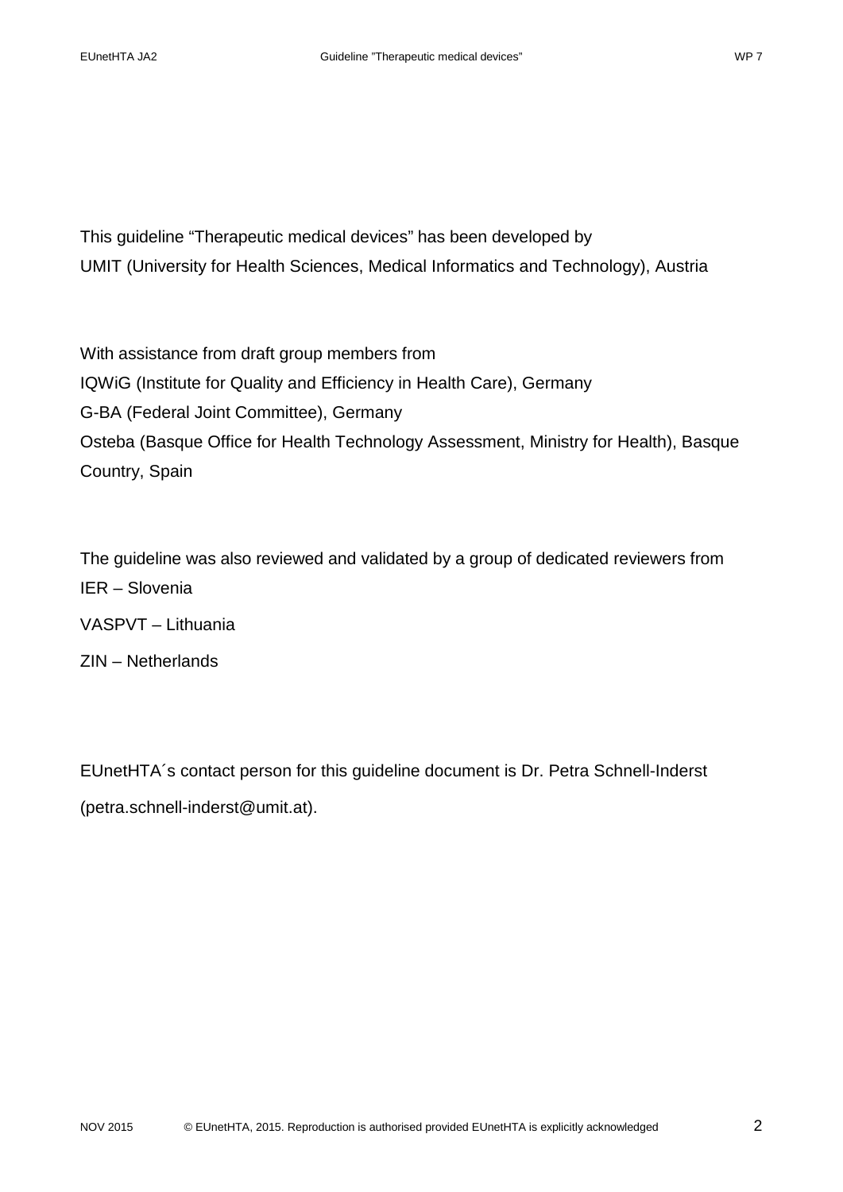This guideline “Therapeutic medical devices” has been developed by
UMIT (University for Health Sciences, Medical Informatics and Technology), Austria

With assistance from draft group members from
IQWiG (Institute for Quality and Efficiency in Health Care), Germany
G-BA (Federal Joint Committee), Germany
Osteba (Basque Office for Health Technology Assessment, Ministry for Health), Basque Country, Spain

The guideline was also reviewed and validated by a group of dedicated reviewers from
IER – Slovenia

VASPVT – Lithuania

ZIN – Netherlands

EUnetHTA´s contact person for this guideline document is Dr. Petra Schnell-Inderst (petra.schnell-inderst@umit.at).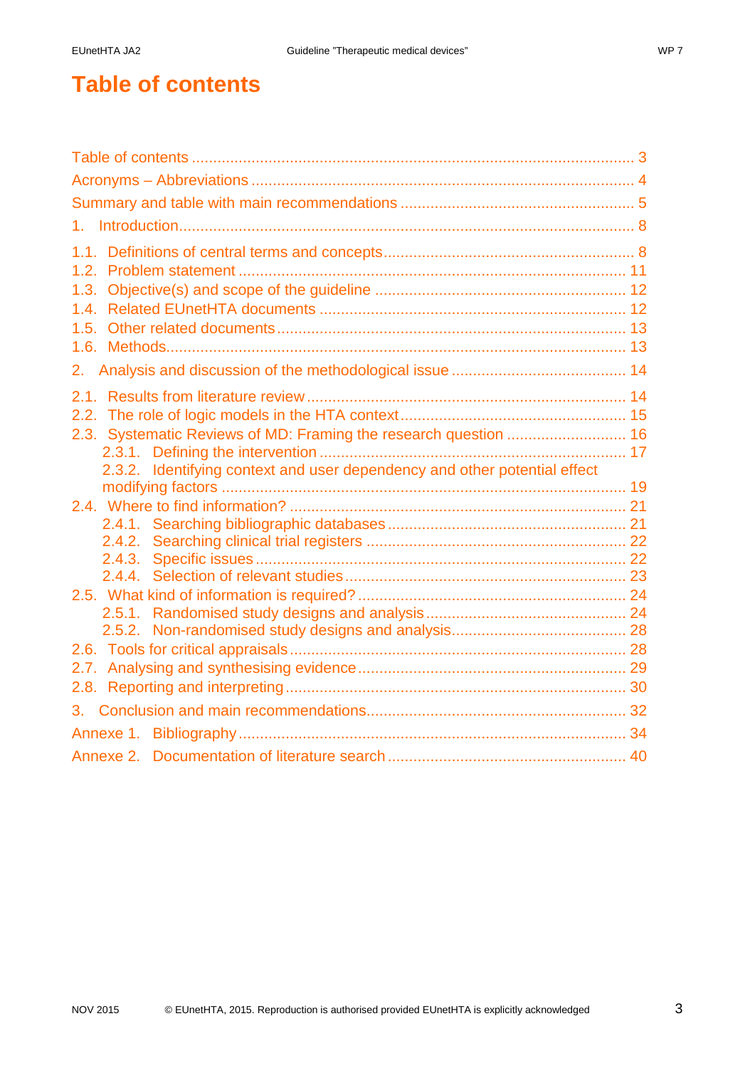# Table of contents

Table of contents ........................................................................................................ 3
Acronyms – Abbreviations ........................................................................................... 4
Summary and table with main recommendations ........................................................ 5
1. Introduction ............................................................................................................ 8
1.1. Definitions of central terms and concepts ............................................................ 8
1.2. Problem statement ............................................................................................. 11
1.3. Objective(s) and scope of the guideline ............................................................. 12
1.4. Related EUnetHTA documents .......................................................................... 12
1.5. Other related documents ................................................................................... 13
1.6. Methods ............................................................................................................. 13
2. Analysis and discussion of the methodological issue ............................................ 14
2.1. Results from literature review ............................................................................ 14
2.2. The role of logic models in the HTA context ...................................................... 15
2.3. Systematic Reviews of MD: Framing the research question .............................. 16
2.3.1. Defining the intervention ................................................................................ 17
2.3.2. Identifying context and user dependency and other potential effect modifying factors ........................................................................................................... 19
2.4. Where to find information? ................................................................................ 21
2.4.1. Searching bibliographic databases ................................................................. 21
2.4.2. Searching clinical trial registers ...................................................................... 22
2.4.3. Specific issues ............................................................................................... 22
2.4.4. Selection of relevant studies .......................................................................... 23
2.5. What kind of information is required? ................................................................ 24
2.5.1. Randomised study designs and analysis ....................................................... 24
2.5.2. Non-randomised study designs and analysis ................................................. 28
2.6. Tools for critical appraisals ................................................................................ 28
2.7. Analysing and synthesising evidence ................................................................ 29
2.8. Reporting and interpreting ................................................................................. 30
3. Conclusion and main recommendations ................................................................ 32
Annexe 1. Bibliography ............................................................................................. 34
Annexe 2. Documentation of literature search .......................................................... 40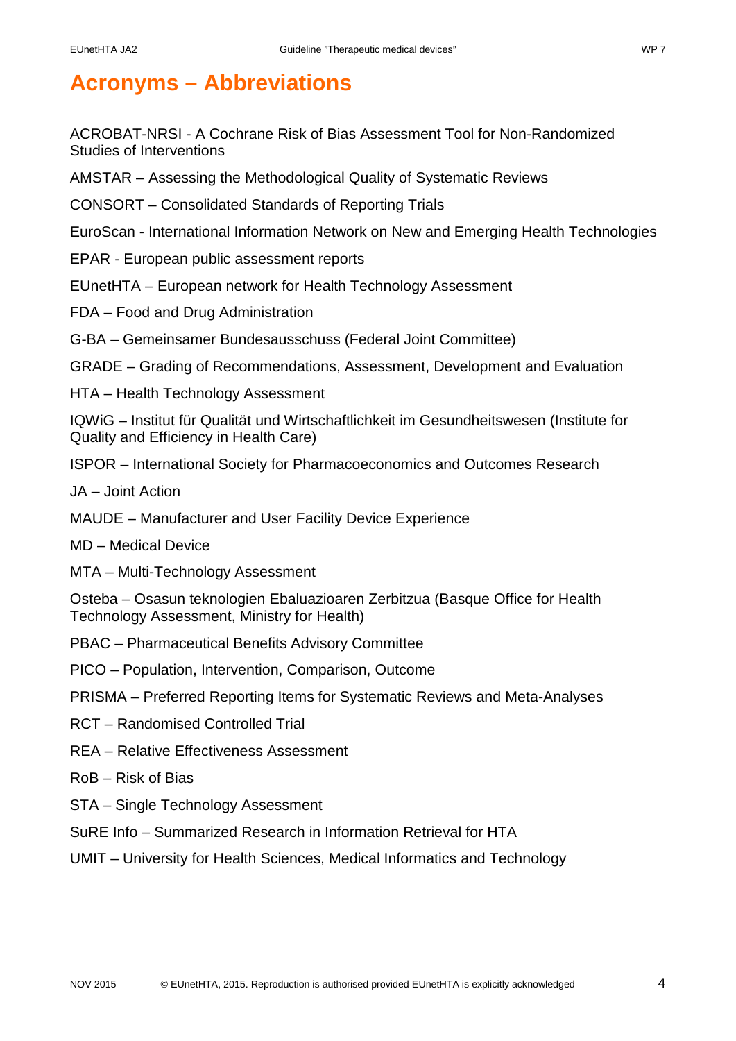# Acronyms – Abbreviations

ACROBAT-NRSI - A Cochrane Risk of Bias Assessment Tool for Non-Randomized Studies of Interventions

AMSTAR – Assessing the Methodological Quality of Systematic Reviews

CONSORT – Consolidated Standards of Reporting Trials

EuroScan - International Information Network on New and Emerging Health Technologies

EPAR - European public assessment reports

EUnetHTA – European network for Health Technology Assessment

FDA – Food and Drug Administration

G-BA – Gemeinsamer Bundesausschuss (Federal Joint Committee)

GRADE – Grading of Recommendations, Assessment, Development and Evaluation

HTA – Health Technology Assessment

IQWiG – Institut für Qualität und Wirtschaftlichkeit im Gesundheitswesen (Institute for Quality and Efficiency in Health Care)

ISPOR – International Society for Pharmacoeconomics and Outcomes Research

JA – Joint Action

MAUDE – Manufacturer and User Facility Device Experience

MD – Medical Device

MTA – Multi-Technology Assessment

Osteba – Osasun teknologien Ebaluazioaren Zerbitzua (Basque Office for Health Technology Assessment, Ministry for Health)

PBAC – Pharmaceutical Benefits Advisory Committee

PICO – Population, Intervention, Comparison, Outcome

PRISMA – Preferred Reporting Items for Systematic Reviews and Meta-Analyses

RCT – Randomised Controlled Trial

REA – Relative Effectiveness Assessment

RoB – Risk of Bias

STA – Single Technology Assessment

SuRE Info – Summarized Research in Information Retrieval for HTA

UMIT – University for Health Sciences, Medical Informatics and Technology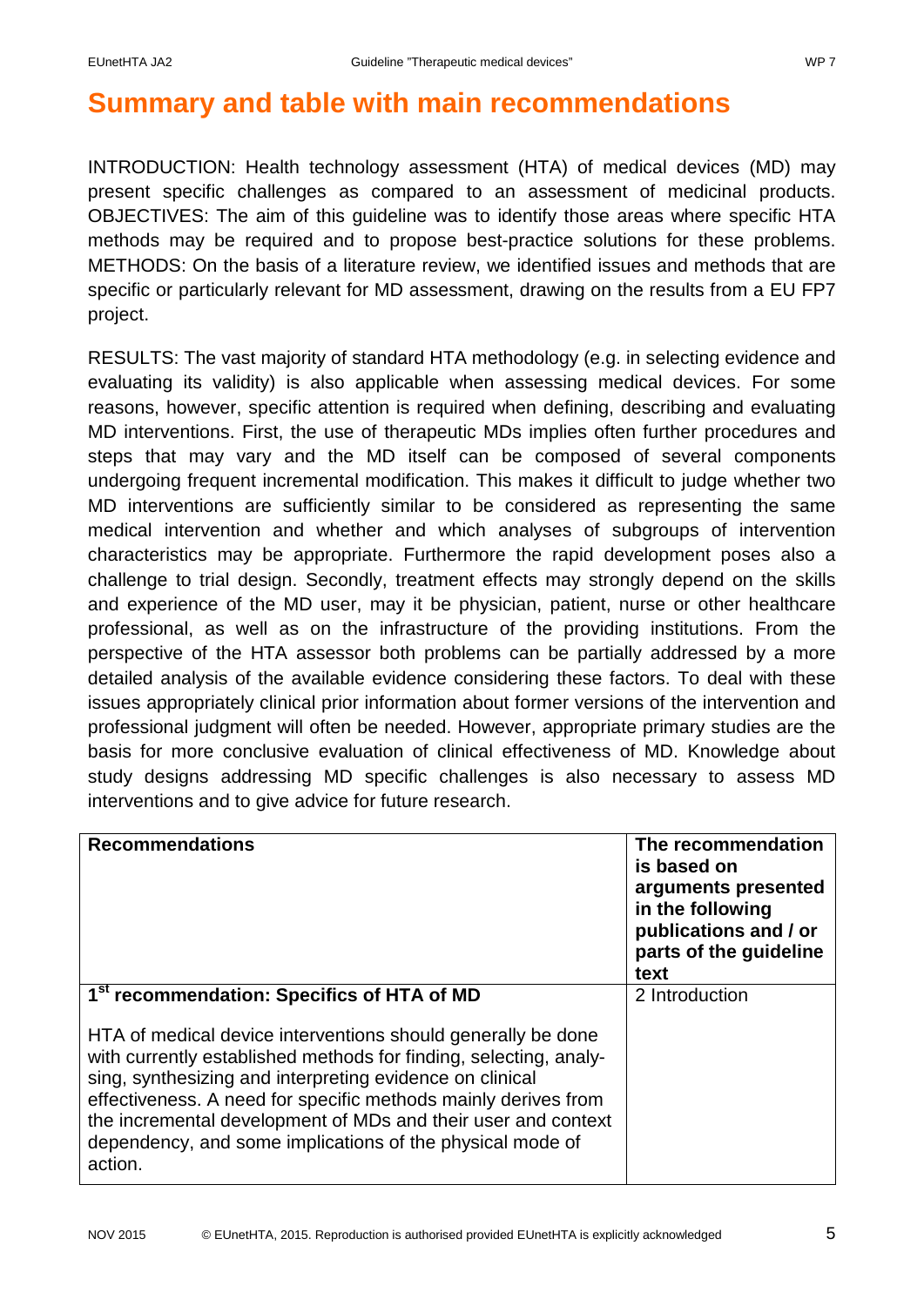# Summary and table with main recommendations

INTRODUCTION: Health technology assessment (HTA) of medical devices (MD) may present specific challenges as compared to an assessment of medicinal products. OBJECTIVES: The aim of this guideline was to identify those areas where specific HTA methods may be required and to propose best-practice solutions for these problems. METHODS: On the basis of a literature review, we identified issues and methods that are specific or particularly relevant for MD assessment, drawing on the results from a EU FP7 project.

RESULTS: The vast majority of standard HTA methodology (e.g. in selecting evidence and evaluating its validity) is also applicable when assessing medical devices. For some reasons, however, specific attention is required when defining, describing and evaluating MD interventions. First, the use of therapeutic MDs implies often further procedures and steps that may vary and the MD itself can be composed of several components undergoing frequent incremental modification. This makes it difficult to judge whether two MD interventions are sufficiently similar to be considered as representing the same medical intervention and whether and which analyses of subgroups of intervention characteristics may be appropriate. Furthermore the rapid development poses also a challenge to trial design. Secondly, treatment effects may strongly depend on the skills and experience of the MD user, may it be physician, patient, nurse or other healthcare professional, as well as on the infrastructure of the providing institutions. From the perspective of the HTA assessor both problems can be partially addressed by a more detailed analysis of the available evidence considering these factors. To deal with these issues appropriately clinical prior information about former versions of the intervention and professional judgment will often be needed. However, appropriate primary studies are the basis for more conclusive evaluation of clinical effectiveness of MD. Knowledge about study designs addressing MD specific challenges is also necessary to assess MD interventions and to give advice for future research.

| Recommendations | The recommendation is based on arguments presented in the following publications and / or parts of the guideline text |
|---|---|
| **1st recommendation: Specifics of HTA of MD**<br><br>HTA of medical device interventions should generally be done with currently established methods for finding, selecting, analysing, synthesizing and interpreting evidence on clinical effectiveness. A need for specific methods mainly derives from the incremental development of MDs and their user and context dependency, and some implications of the physical mode of action. | 2 Introduction |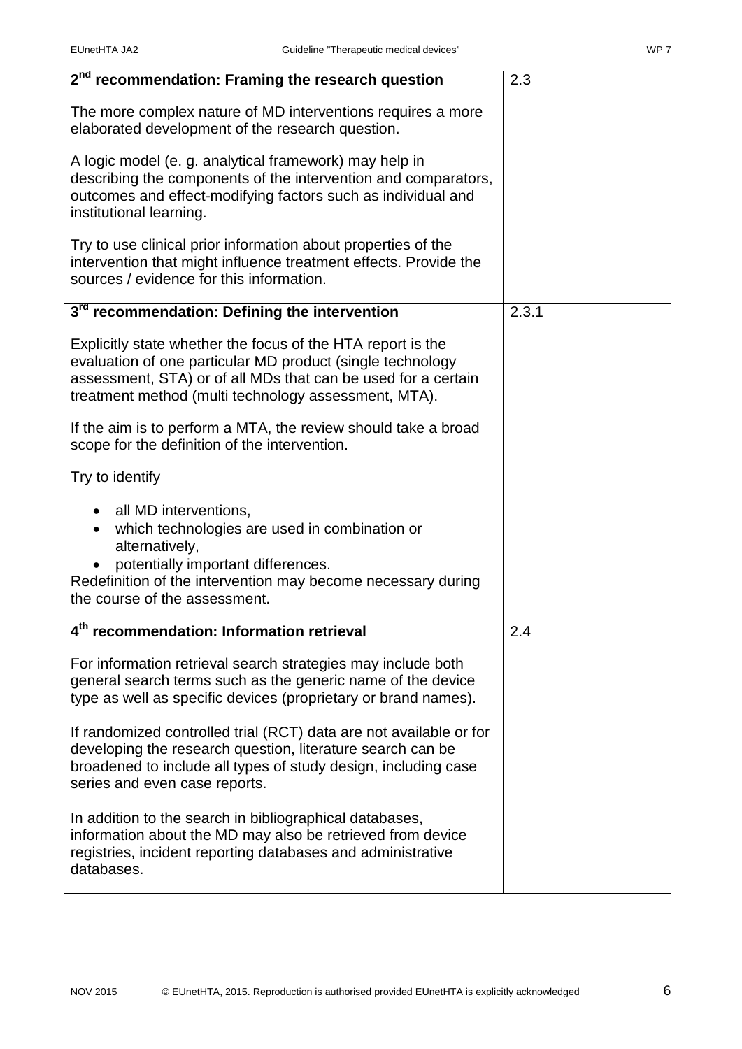| 2nd recommendation: Framing the research question | 2.3 |
|---|---|
| The more complex nature of MD interventions requires a more elaborated development of the research question.<br><br>A logic model (e. g. analytical framework) may help in describing the components of the intervention and comparators, outcomes and effect-modifying factors such as individual and institutional learning.<br><br>Try to use clinical prior information about properties of the intervention that might influence treatment effects. Provide the sources / evidence for this information. | |
| **3rd recommendation: Defining the intervention** | 2.3.1 |
| Explicitly state whether the focus of the HTA report is the evaluation of one particular MD product (single technology assessment, STA) or of all MDs that can be used for a certain treatment method (multi technology assessment, MTA).<br><br>If the aim is to perform a MTA, the review should take a broad scope for the definition of the intervention.<br><br>Try to identify<br>• all MD interventions,<br>• which technologies are used in combination or alternatively,<br>• potentially important differences.<br>Redefinition of the intervention may become necessary during the course of the assessment. | |
| **4th recommendation: Information retrieval** | 2.4 |
| For information retrieval search strategies may include both general search terms such as the generic name of the device type as well as specific devices (proprietary or brand names).<br><br>If randomized controlled trial (RCT) data are not available or for developing the research question, literature search can be broadened to include all types of study design, including case series and even case reports.<br><br>In addition to the search in bibliographical databases, information about the MD may also be retrieved from device registries, incident reporting databases and administrative databases. | |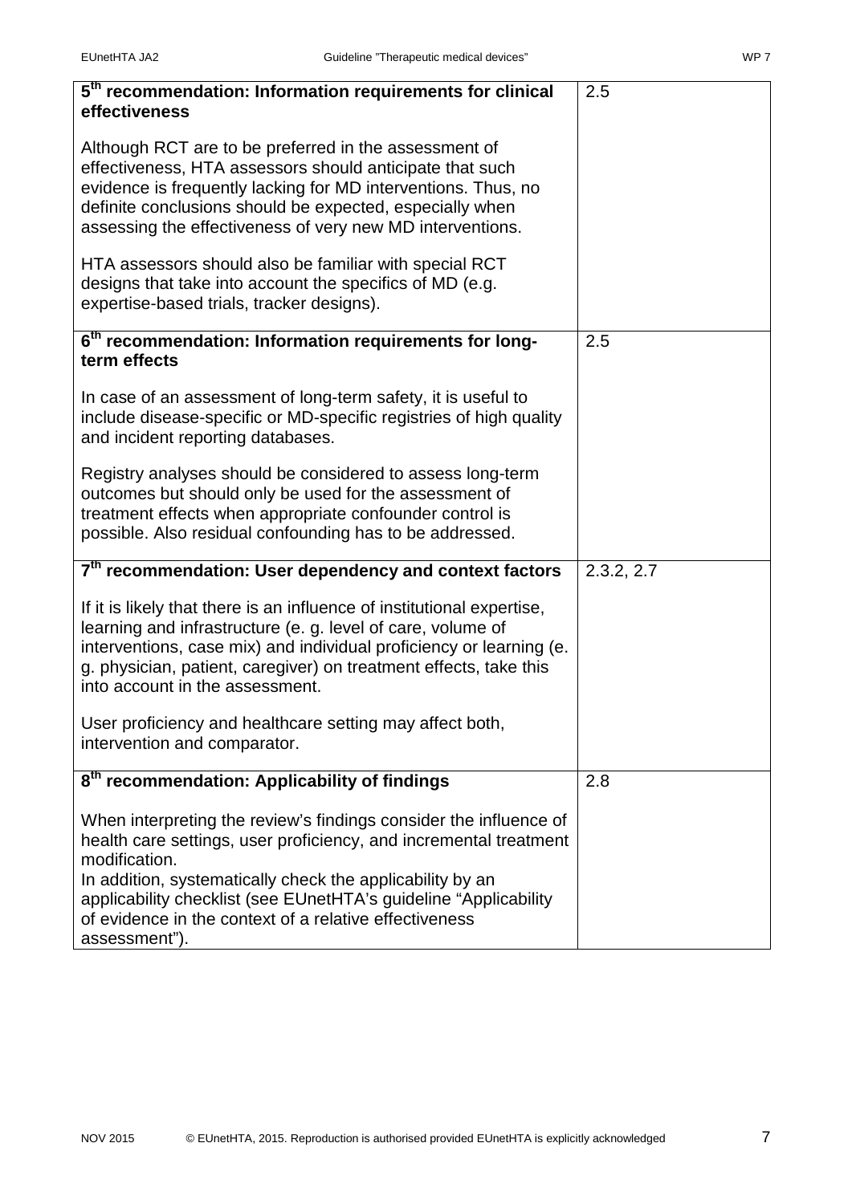| | |
|---|---|
| **5th recommendation: Information requirements for clinical effectiveness**<br><br>Although RCT are to be preferred in the assessment of effectiveness, HTA assessors should anticipate that such evidence is frequently lacking for MD interventions. Thus, no definite conclusions should be expected, especially when assessing the effectiveness of very new MD interventions.<br><br>HTA assessors should also be familiar with special RCT designs that take into account the specifics of MD (e.g. expertise-based trials, tracker designs). | 2.5 |
| **6th recommendation: Information requirements for long-term effects**<br><br>In case of an assessment of long-term safety, it is useful to include disease-specific or MD-specific registries of high quality and incident reporting databases.<br><br>Registry analyses should be considered to assess long-term outcomes but should only be used for the assessment of treatment effects when appropriate confounder control is possible. Also residual confounding has to be addressed. | 2.5 |
| **7th recommendation: User dependency and context factors**<br><br>If it is likely that there is an influence of institutional expertise, learning and infrastructure (e. g. level of care, volume of interventions, case mix) and individual proficiency or learning (e. g. physician, patient, caregiver) on treatment effects, take this into account in the assessment.<br><br>User proficiency and healthcare setting may affect both, intervention and comparator. | 2.3.2, 2.7 |
| **8th recommendation: Applicability of findings**<br><br>When interpreting the review's findings consider the influence of health care settings, user proficiency, and incremental treatment modification.<br>In addition, systematically check the applicability by an applicability checklist (see EUnetHTA's guideline "Applicability of evidence in the context of a relative effectiveness assessment"). | 2.8 |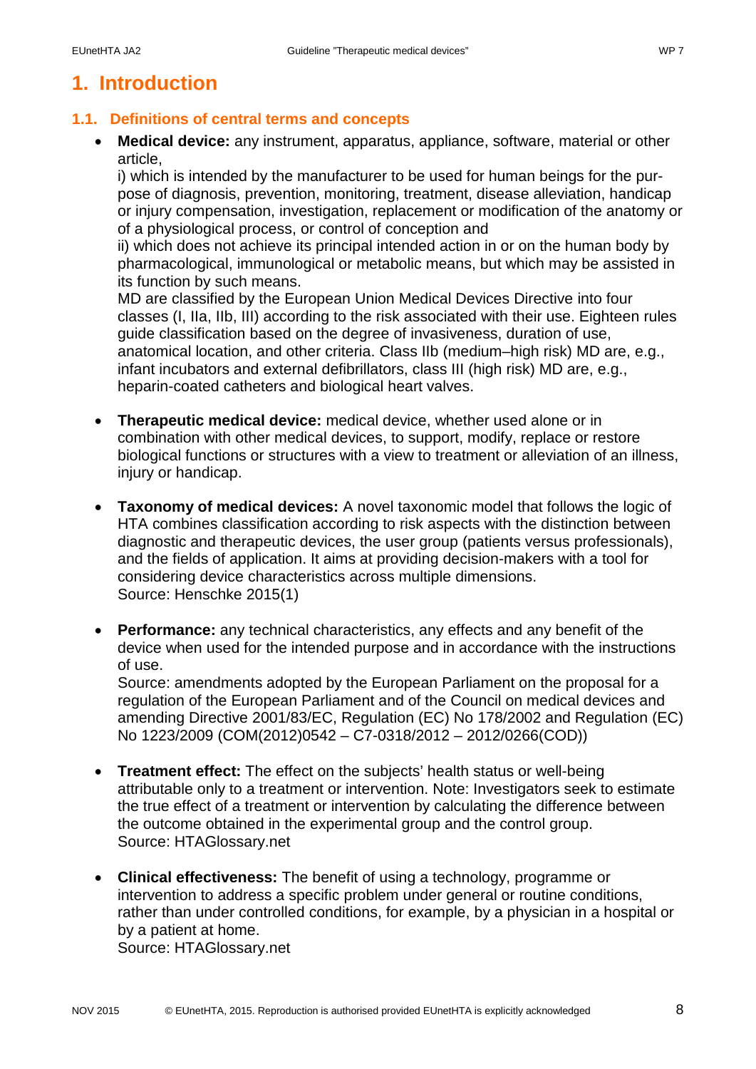# 1. Introduction

## 1.1. Definitions of central terms and concepts

- **Medical device:** any instrument, apparatus, appliance, software, material or other article,
  i) which is intended by the manufacturer to be used for human beings for the purpose of diagnosis, prevention, monitoring, treatment, disease alleviation, handicap or injury compensation, investigation, replacement or modification of the anatomy or of a physiological process, or control of conception and
  ii) which does not achieve its principal intended action in or on the human body by pharmacological, immunological or metabolic means, but which may be assisted in its function by such means.
  MD are classified by the European Union Medical Devices Directive into four classes (I, IIa, IIb, III) according to the risk associated with their use. Eighteen rules guide classification based on the degree of invasiveness, duration of use, anatomical location, and other criteria. Class IIb (medium–high risk) MD are, e.g., infant incubators and external defibrillators, class III (high risk) MD are, e.g., heparin-coated catheters and biological heart valves.

- **Therapeutic medical device:** medical device, whether used alone or in combination with other medical devices, to support, modify, replace or restore biological functions or structures with a view to treatment or alleviation of an illness, injury or handicap.

- **Taxonomy of medical devices:** A novel taxonomic model that follows the logic of HTA combines classification according to risk aspects with the distinction between diagnostic and therapeutic devices, the user group (patients versus professionals), and the fields of application. It aims at providing decision-makers with a tool for considering device characteristics across multiple dimensions.
  Source: Henschke 2015(1)

- **Performance:** any technical characteristics, any effects and any benefit of the device when used for the intended purpose and in accordance with the instructions of use.
  Source: amendments adopted by the European Parliament on the proposal for a regulation of the European Parliament and of the Council on medical devices and amending Directive 2001/83/EC, Regulation (EC) No 178/2002 and Regulation (EC) No 1223/2009 (COM(2012)0542 – C7-0318/2012 – 2012/0266(COD))

- **Treatment effect:** The effect on the subjects' health status or well-being attributable only to a treatment or intervention. Note: Investigators seek to estimate the true effect of a treatment or intervention by calculating the difference between the outcome obtained in the experimental group and the control group.
  Source: HTAGlossary.net

- **Clinical effectiveness:** The benefit of using a technology, programme or intervention to address a specific problem under general or routine conditions, rather than under controlled conditions, for example, by a physician in a hospital or by a patient at home.
  Source: HTAGlossary.net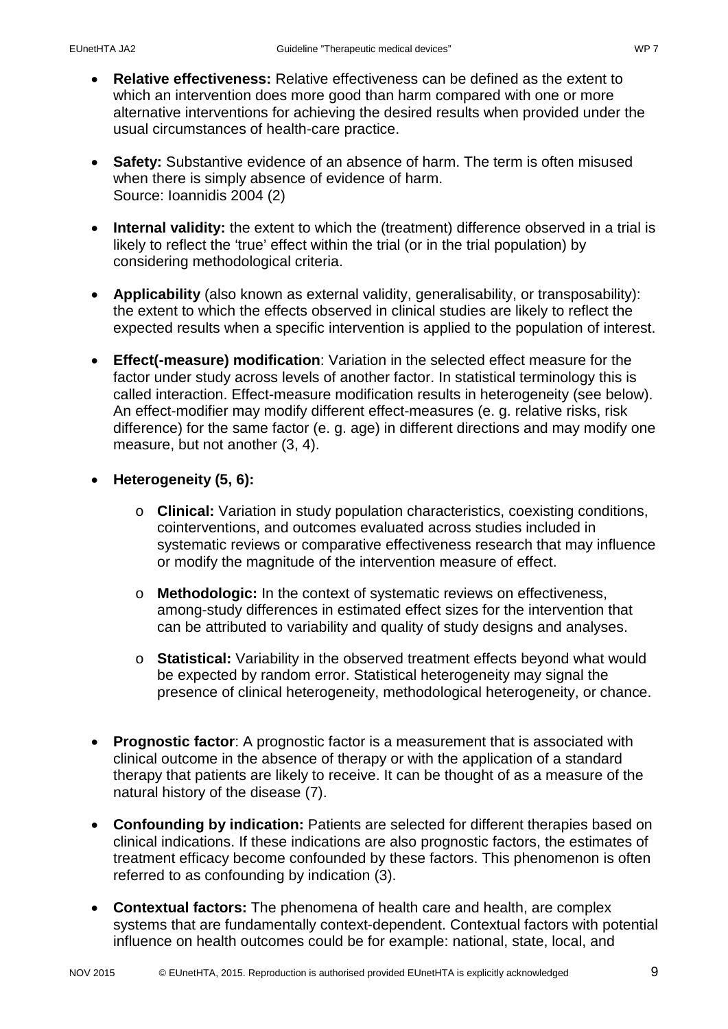- **Relative effectiveness:** Relative effectiveness can be defined as the extent to which an intervention does more good than harm compared with one or more alternative interventions for achieving the desired results when provided under the usual circumstances of health-care practice.

- **Safety:** Substantive evidence of an absence of harm. The term is often misused when there is simply absence of evidence of harm.
  Source: Ioannidis 2004 (2)

- **Internal validity:** the extent to which the (treatment) difference observed in a trial is likely to reflect the 'true' effect within the trial (or in the trial population) by considering methodological criteria.

- **Applicability** (also known as external validity, generalisability, or transposability): the extent to which the effects observed in clinical studies are likely to reflect the expected results when a specific intervention is applied to the population of interest.

- **Effect(-measure) modification**: Variation in the selected effect measure for the factor under study across levels of another factor. In statistical terminology this is called interaction. Effect-measure modification results in heterogeneity (see below). An effect-modifier may modify different effect-measures (e. g. relative risks, risk difference) for the same factor (e. g. age) in different directions and may modify one measure, but not another (3, 4).

- **Heterogeneity (5, 6):**

  - **Clinical:** Variation in study population characteristics, coexisting conditions, cointerventions, and outcomes evaluated across studies included in systematic reviews or comparative effectiveness research that may influence or modify the magnitude of the intervention measure of effect.

  - **Methodologic:** In the context of systematic reviews on effectiveness, among-study differences in estimated effect sizes for the intervention that can be attributed to variability and quality of study designs and analyses.

  - **Statistical:** Variability in the observed treatment effects beyond what would be expected by random error. Statistical heterogeneity may signal the presence of clinical heterogeneity, methodological heterogeneity, or chance.

- **Prognostic factor**: A prognostic factor is a measurement that is associated with clinical outcome in the absence of therapy or with the application of a standard therapy that patients are likely to receive. It can be thought of as a measure of the natural history of the disease (7).

- **Confounding by indication:** Patients are selected for different therapies based on clinical indications. If these indications are also prognostic factors, the estimates of treatment efficacy become confounded by these factors. This phenomenon is often referred to as confounding by indication (3).

- **Contextual factors:** The phenomena of health care and health, are complex systems that are fundamentally context-dependent. Contextual factors with potential influence on health outcomes could be for example: national, state, local, and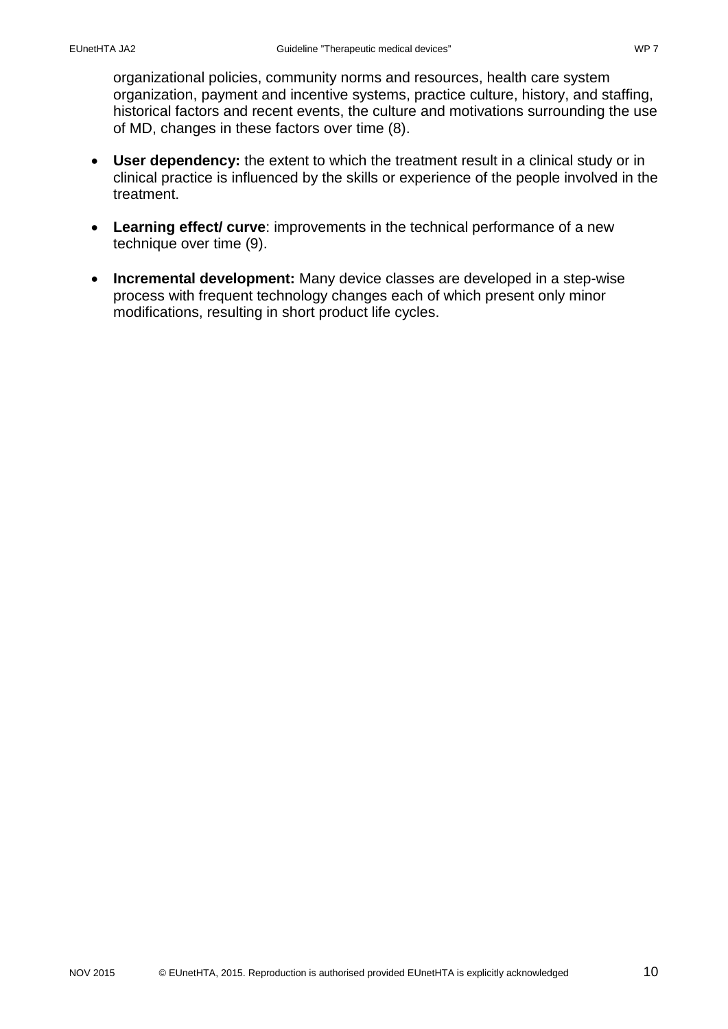organizational policies, community norms and resources, health care system organization, payment and incentive systems, practice culture, history, and staffing, historical factors and recent events, the culture and motivations surrounding the use of MD, changes in these factors over time (8).

- **User dependency:** the extent to which the treatment result in a clinical study or in clinical practice is influenced by the skills or experience of the people involved in the treatment.
- **Learning effect/ curve**: improvements in the technical performance of a new technique over time (9).
- **Incremental development:** Many device classes are developed in a step-wise process with frequent technology changes each of which present only minor modifications, resulting in short product life cycles.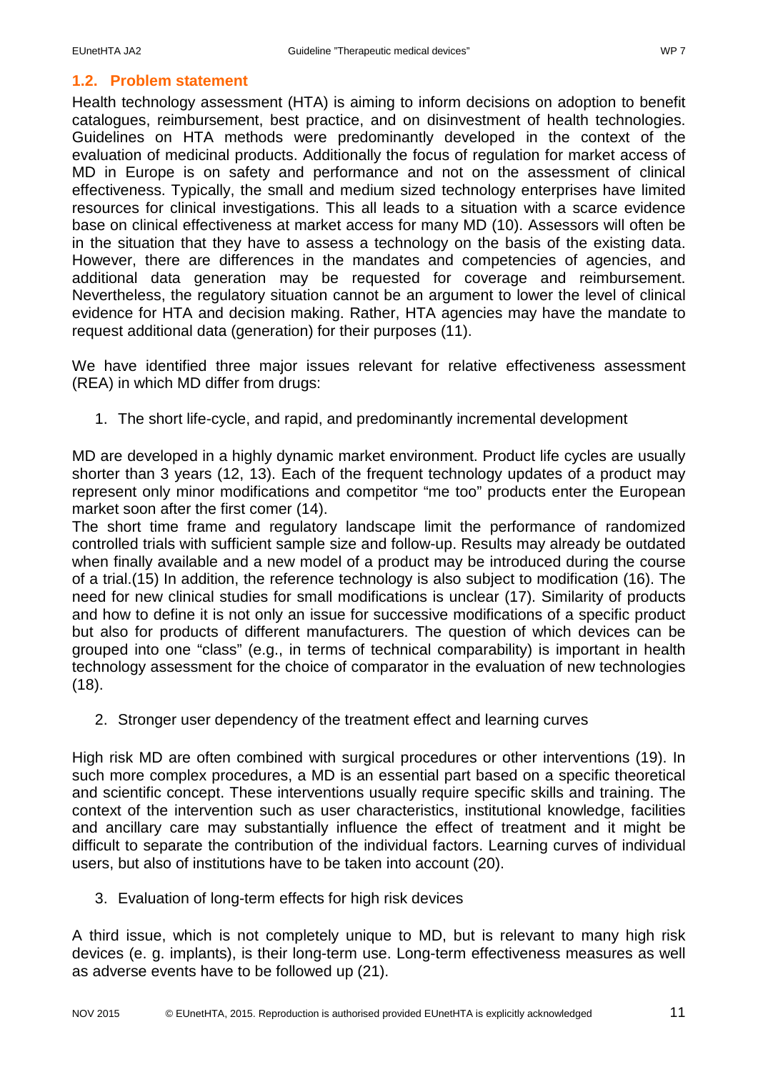## 1.2. Problem statement

Health technology assessment (HTA) is aiming to inform decisions on adoption to benefit catalogues, reimbursement, best practice, and on disinvestment of health technologies. Guidelines on HTA methods were predominantly developed in the context of the evaluation of medicinal products. Additionally the focus of regulation for market access of MD in Europe is on safety and performance and not on the assessment of clinical effectiveness. Typically, the small and medium sized technology enterprises have limited resources for clinical investigations. This all leads to a situation with a scarce evidence base on clinical effectiveness at market access for many MD (10). Assessors will often be in the situation that they have to assess a technology on the basis of the existing data. However, there are differences in the mandates and competencies of agencies, and additional data generation may be requested for coverage and reimbursement. Nevertheless, the regulatory situation cannot be an argument to lower the level of clinical evidence for HTA and decision making. Rather, HTA agencies may have the mandate to request additional data (generation) for their purposes (11).

We have identified three major issues relevant for relative effectiveness assessment (REA) in which MD differ from drugs:

1. The short life-cycle, and rapid, and predominantly incremental development

MD are developed in a highly dynamic market environment. Product life cycles are usually shorter than 3 years (12, 13). Each of the frequent technology updates of a product may represent only minor modifications and competitor "me too" products enter the European market soon after the first comer (14).

The short time frame and regulatory landscape limit the performance of randomized controlled trials with sufficient sample size and follow-up. Results may already be outdated when finally available and a new model of a product may be introduced during the course of a trial.(15) In addition, the reference technology is also subject to modification (16). The need for new clinical studies for small modifications is unclear (17). Similarity of products and how to define it is not only an issue for successive modifications of a specific product but also for products of different manufacturers. The question of which devices can be grouped into one "class" (e.g., in terms of technical comparability) is important in health technology assessment for the choice of comparator in the evaluation of new technologies (18).

2. Stronger user dependency of the treatment effect and learning curves

High risk MD are often combined with surgical procedures or other interventions (19). In such more complex procedures, a MD is an essential part based on a specific theoretical and scientific concept. These interventions usually require specific skills and training. The context of the intervention such as user characteristics, institutional knowledge, facilities and ancillary care may substantially influence the effect of treatment and it might be difficult to separate the contribution of the individual factors. Learning curves of individual users, but also of institutions have to be taken into account (20).

3. Evaluation of long-term effects for high risk devices

A third issue, which is not completely unique to MD, but is relevant to many high risk devices (e. g. implants), is their long-term use. Long-term effectiveness measures as well as adverse events have to be followed up (21).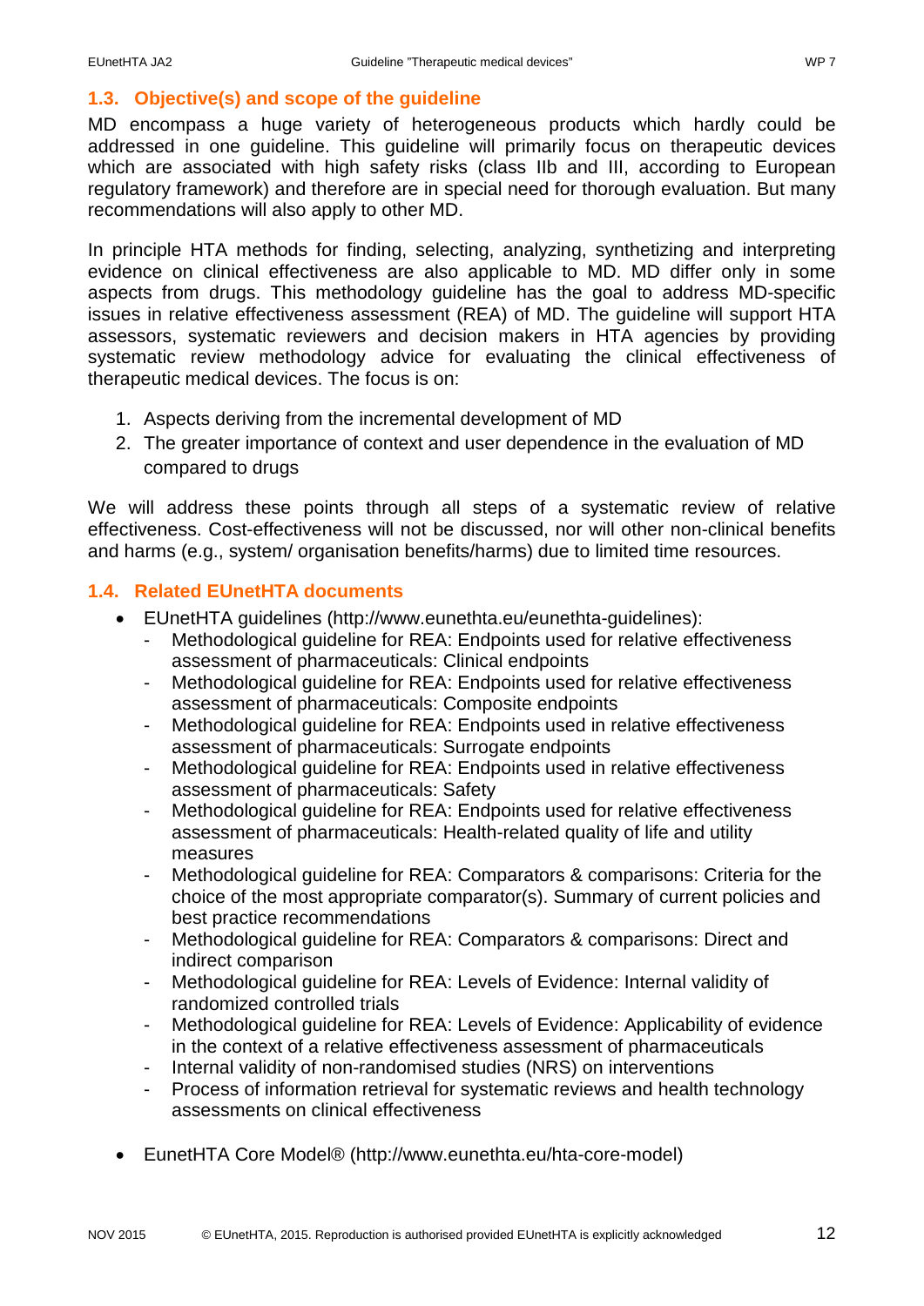## 1.3. Objective(s) and scope of the guideline

MD encompass a huge variety of heterogeneous products which hardly could be addressed in one guideline. This guideline will primarily focus on therapeutic devices which are associated with high safety risks (class IIb and III, according to European regulatory framework) and therefore are in special need for thorough evaluation. But many recommendations will also apply to other MD.

In principle HTA methods for finding, selecting, analyzing, synthetizing and interpreting evidence on clinical effectiveness are also applicable to MD. MD differ only in some aspects from drugs. This methodology guideline has the goal to address MD-specific issues in relative effectiveness assessment (REA) of MD. The guideline will support HTA assessors, systematic reviewers and decision makers in HTA agencies by providing systematic review methodology advice for evaluating the clinical effectiveness of therapeutic medical devices. The focus is on:

1. Aspects deriving from the incremental development of MD
2. The greater importance of context and user dependence in the evaluation of MD compared to drugs

We will address these points through all steps of a systematic review of relative effectiveness. Cost-effectiveness will not be discussed, nor will other non-clinical benefits and harms (e.g., system/ organisation benefits/harms) due to limited time resources.

## 1.4. Related EUnetHTA documents

- EUnetHTA guidelines (http://www.eunethta.eu/eunethta-guidelines):
  - Methodological guideline for REA: Endpoints used for relative effectiveness assessment of pharmaceuticals: Clinical endpoints
  - Methodological guideline for REA: Endpoints used for relative effectiveness assessment of pharmaceuticals: Composite endpoints
  - Methodological guideline for REA: Endpoints used in relative effectiveness assessment of pharmaceuticals: Surrogate endpoints
  - Methodological guideline for REA: Endpoints used in relative effectiveness assessment of pharmaceuticals: Safety
  - Methodological guideline for REA: Endpoints used for relative effectiveness assessment of pharmaceuticals: Health-related quality of life and utility measures
  - Methodological guideline for REA: Comparators & comparisons: Criteria for the choice of the most appropriate comparator(s). Summary of current policies and best practice recommendations
  - Methodological guideline for REA: Comparators & comparisons: Direct and indirect comparison
  - Methodological guideline for REA: Levels of Evidence: Internal validity of randomized controlled trials
  - Methodological guideline for REA: Levels of Evidence: Applicability of evidence in the context of a relative effectiveness assessment of pharmaceuticals
  - Internal validity of non-randomised studies (NRS) on interventions
  - Process of information retrieval for systematic reviews and health technology assessments on clinical effectiveness
- EunetHTA Core Model® (http://www.eunethta.eu/hta-core-model)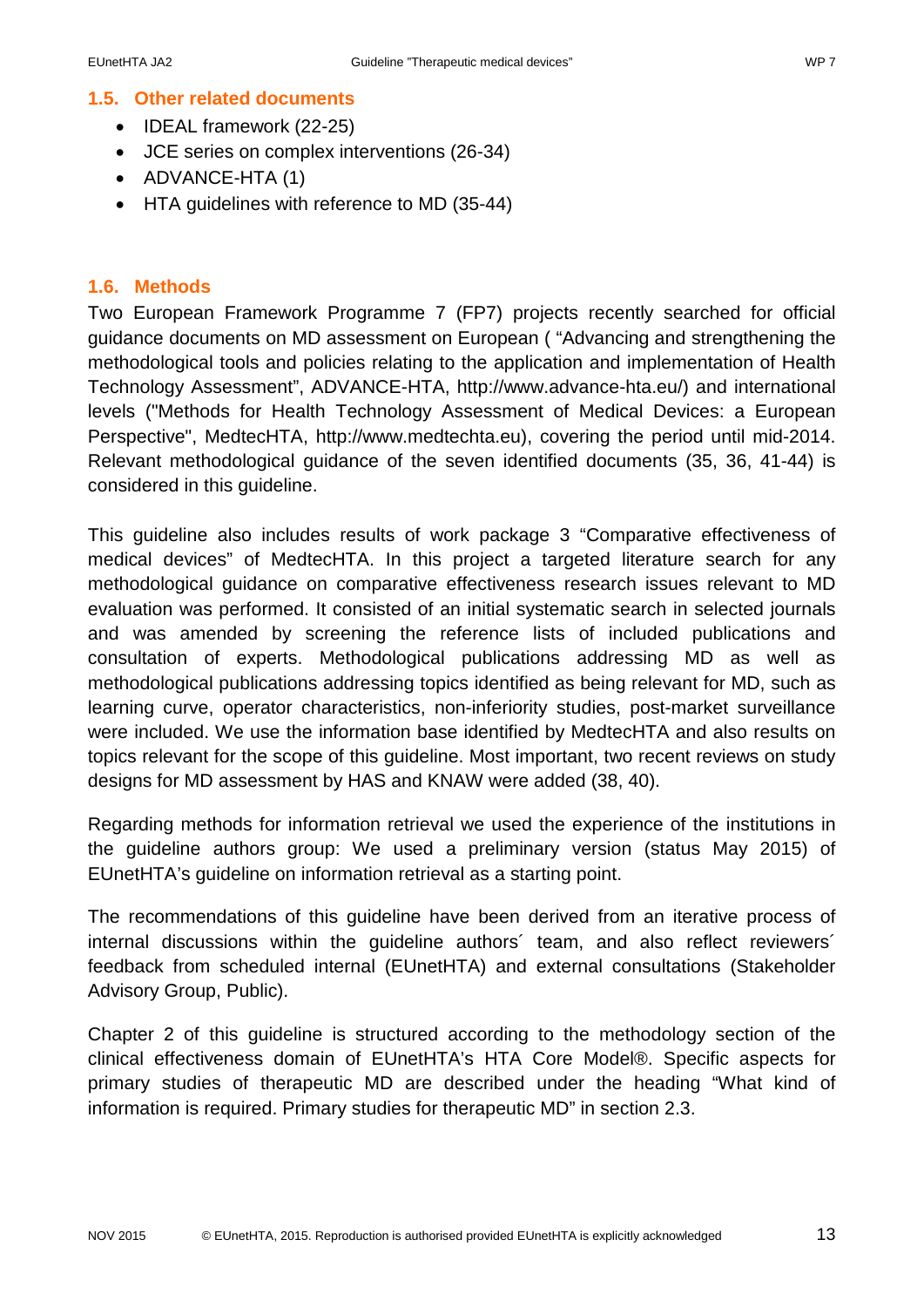## 1.5. Other related documents

- IDEAL framework (22-25)
- JCE series on complex interventions (26-34)
- ADVANCE-HTA (1)
- HTA guidelines with reference to MD (35-44)

## 1.6. Methods

Two European Framework Programme 7 (FP7) projects recently searched for official guidance documents on MD assessment on European ( "Advancing and strengthening the methodological tools and policies relating to the application and implementation of Health Technology Assessment", ADVANCE-HTA, http://www.advance-hta.eu/) and international levels ("Methods for Health Technology Assessment of Medical Devices: a European Perspective", MedtecHTA, http://www.medtechta.eu), covering the period until mid-2014. Relevant methodological guidance of the seven identified documents (35, 36, 41-44) is considered in this guideline.

This guideline also includes results of work package 3 "Comparative effectiveness of medical devices" of MedtecHTA. In this project a targeted literature search for any methodological guidance on comparative effectiveness research issues relevant to MD evaluation was performed. It consisted of an initial systematic search in selected journals and was amended by screening the reference lists of included publications and consultation of experts. Methodological publications addressing MD as well as methodological publications addressing topics identified as being relevant for MD, such as learning curve, operator characteristics, non-inferiority studies, post-market surveillance were included. We use the information base identified by MedtecHTA and also results on topics relevant for the scope of this guideline. Most important, two recent reviews on study designs for MD assessment by HAS and KNAW were added (38, 40).

Regarding methods for information retrieval we used the experience of the institutions in the guideline authors group: We used a preliminary version (status May 2015) of EUnetHTA's guideline on information retrieval as a starting point.

The recommendations of this guideline have been derived from an iterative process of internal discussions within the guideline authors´ team, and also reflect reviewers´ feedback from scheduled internal (EUnetHTA) and external consultations (Stakeholder Advisory Group, Public).

Chapter 2 of this guideline is structured according to the methodology section of the clinical effectiveness domain of EUnetHTA's HTA Core Model®. Specific aspects for primary studies of therapeutic MD are described under the heading "What kind of information is required. Primary studies for therapeutic MD" in section 2.3.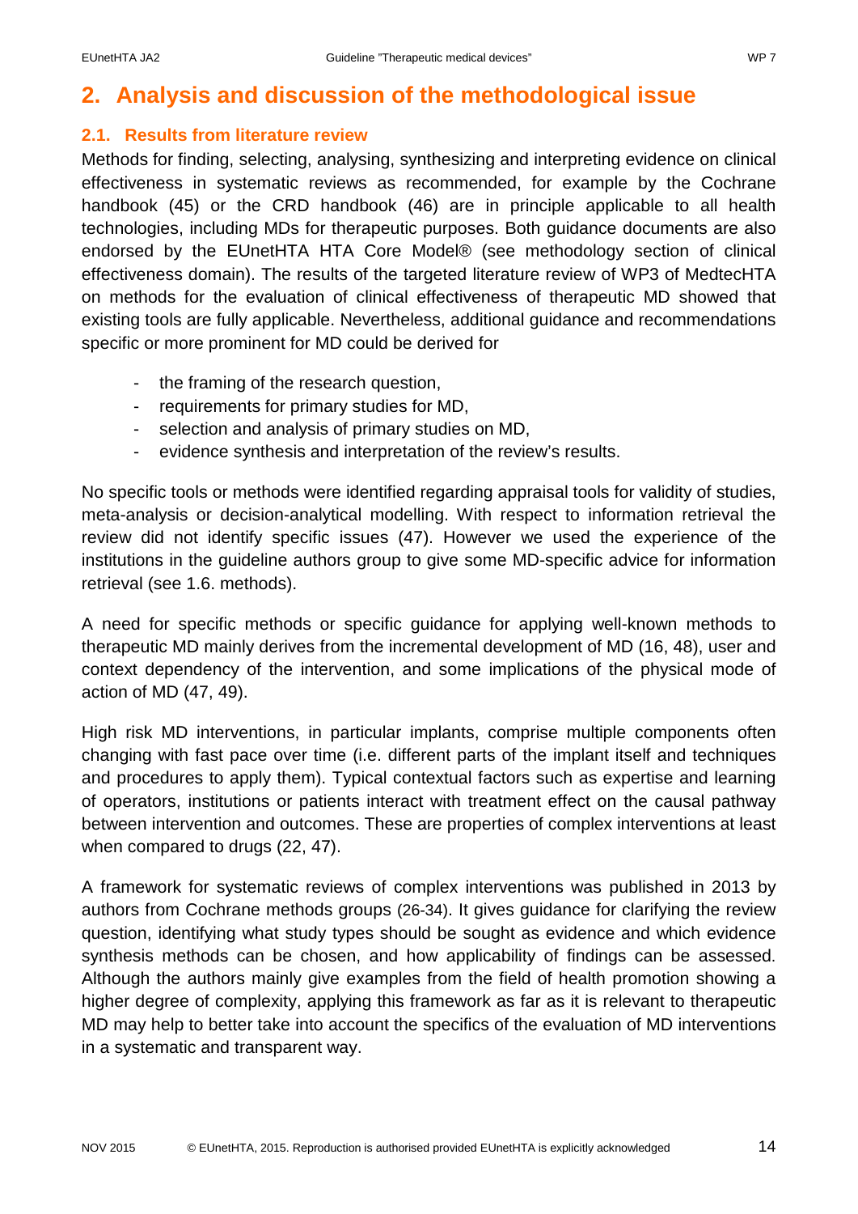# 2. Analysis and discussion of the methodological issue

## 2.1. Results from literature review

Methods for finding, selecting, analysing, synthesizing and interpreting evidence on clinical effectiveness in systematic reviews as recommended, for example by the Cochrane handbook (45) or the CRD handbook (46) are in principle applicable to all health technologies, including MDs for therapeutic purposes. Both guidance documents are also endorsed by the EUnetHTA HTA Core Model® (see methodology section of clinical effectiveness domain). The results of the targeted literature review of WP3 of MedtecHTA on methods for the evaluation of clinical effectiveness of therapeutic MD showed that existing tools are fully applicable. Nevertheless, additional guidance and recommendations specific or more prominent for MD could be derived for

- the framing of the research question,
- requirements for primary studies for MD,
- selection and analysis of primary studies on MD,
- evidence synthesis and interpretation of the review's results.

No specific tools or methods were identified regarding appraisal tools for validity of studies, meta-analysis or decision-analytical modelling. With respect to information retrieval the review did not identify specific issues (47). However we used the experience of the institutions in the guideline authors group to give some MD-specific advice for information retrieval (see 1.6. methods).

A need for specific methods or specific guidance for applying well-known methods to therapeutic MD mainly derives from the incremental development of MD (16, 48), user and context dependency of the intervention, and some implications of the physical mode of action of MD (47, 49).

High risk MD interventions, in particular implants, comprise multiple components often changing with fast pace over time (i.e. different parts of the implant itself and techniques and procedures to apply them). Typical contextual factors such as expertise and learning of operators, institutions or patients interact with treatment effect on the causal pathway between intervention and outcomes. These are properties of complex interventions at least when compared to drugs (22, 47).

A framework for systematic reviews of complex interventions was published in 2013 by authors from Cochrane methods groups (26-34). It gives guidance for clarifying the review question, identifying what study types should be sought as evidence and which evidence synthesis methods can be chosen, and how applicability of findings can be assessed. Although the authors mainly give examples from the field of health promotion showing a higher degree of complexity, applying this framework as far as it is relevant to therapeutic MD may help to better take into account the specifics of the evaluation of MD interventions in a systematic and transparent way.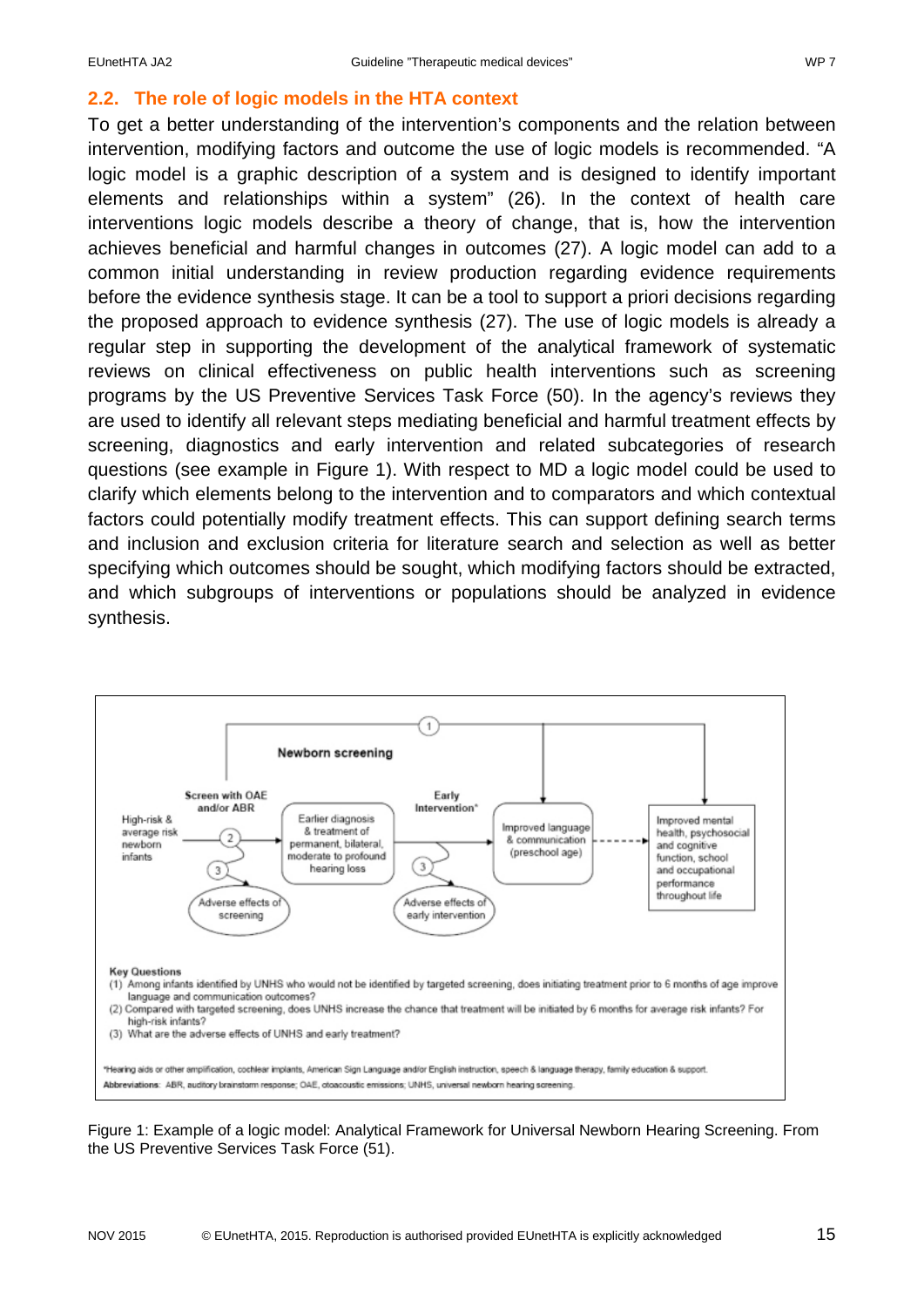## 2.2. The role of logic models in the HTA context

To get a better understanding of the intervention's components and the relation between intervention, modifying factors and outcome the use of logic models is recommended. "A logic model is a graphic description of a system and is designed to identify important elements and relationships within a system" (26). In the context of health care interventions logic models describe a theory of change, that is, how the intervention achieves beneficial and harmful changes in outcomes (27). A logic model can add to a common initial understanding in review production regarding evidence requirements before the evidence synthesis stage. It can be a tool to support a priori decisions regarding the proposed approach to evidence synthesis (27). The use of logic models is already a regular step in supporting the development of the analytical framework of systematic reviews on clinical effectiveness on public health interventions such as screening programs by the US Preventive Services Task Force (50). In the agency's reviews they are used to identify all relevant steps mediating beneficial and harmful treatment effects by screening, diagnostics and early intervention and related subcategories of research questions (see example in Figure 1). With respect to MD a logic model could be used to clarify which elements belong to the intervention and to comparators and which contextual factors could potentially modify treatment effects. This can support defining search terms and inclusion and exclusion criteria for literature search and selection as well as better specifying which outcomes should be sought, which modifying factors should be extracted, and which subgroups of interventions or populations should be analyzed in evidence synthesis.

Newborn screening

High-risk & average risk newborn infants → Screen with OAE and/or ABR (2) → Earlier diagnosis & treatment of permanent, bilateral, moderate to profound hearing loss → Early Intervention* → Improved language & communication (preschool age) - - → Improved mental health, psychosocial and cognitive function, school and occupational performance throughout life

(1) High-risk & average risk newborn infants → Improved language & communication (preschool age); Improved mental health, psychosocial and cognitive function, school and occupational performance throughout life

(3) Adverse effects of screening

(3) Adverse effects of early intervention

**Key Questions**

(1) Among infants identified by UNHS who would not be identified by targeted screening, does initiating treatment prior to 6 months of age improve language and communication outcomes?

(2) Compared with targeted screening, does UNHS increase the chance that treatment will be initiated by 6 months for average risk infants? For high-risk infants?

(3) What are the adverse effects of UNHS and early treatment?

*Hearing aids or other amplification, cochlear implants, American Sign Language and/or English instruction, speech & language therapy, family education & support.

Abbreviations: ABR, auditory brainstorm response; OAE, otoacoustic emissions; UNHS, universal newborn hearing screening.

Figure 1: Example of a logic model: Analytical Framework for Universal Newborn Hearing Screening. From the US Preventive Services Task Force (51).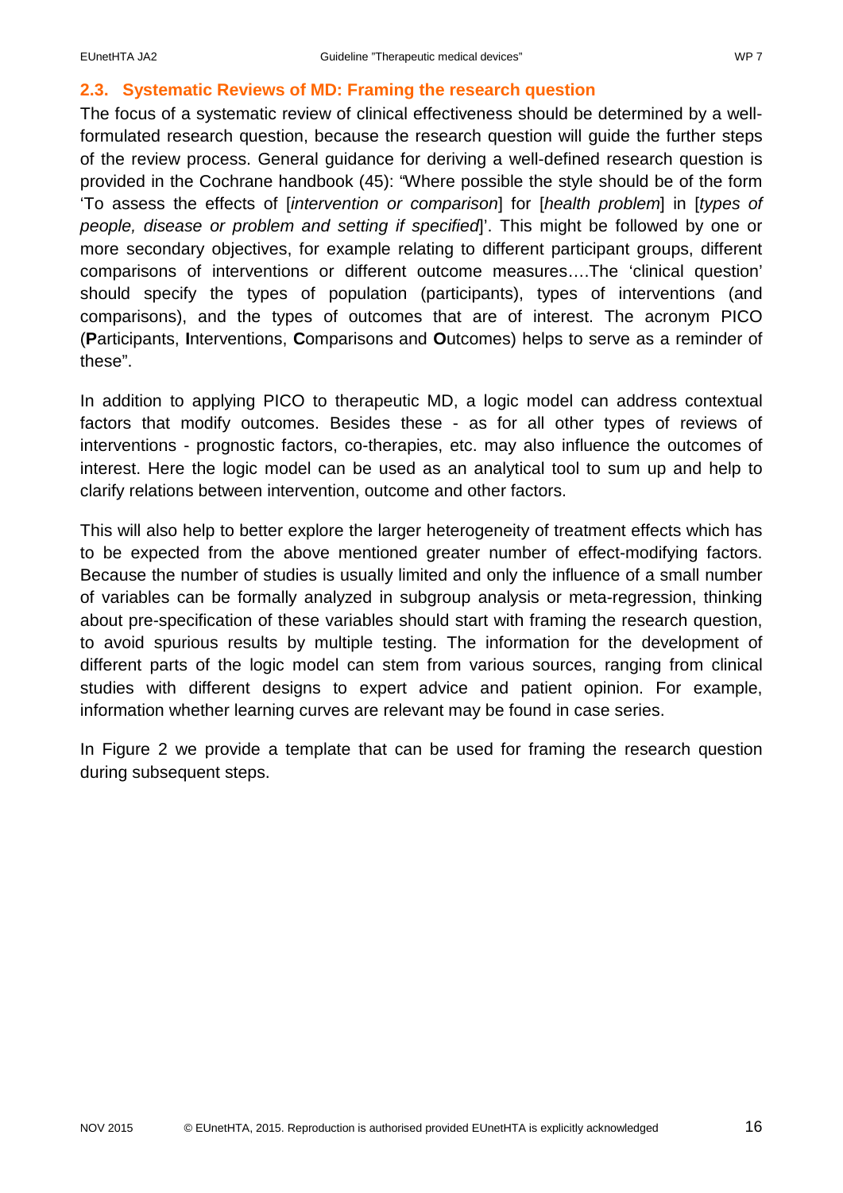## 2.3. Systematic Reviews of MD: Framing the research question

The focus of a systematic review of clinical effectiveness should be determined by a well-formulated research question, because the research question will guide the further steps of the review process. General guidance for deriving a well-defined research question is provided in the Cochrane handbook (45): "Where possible the style should be of the form 'To assess the effects of [*intervention or comparison*] for [*health problem*] in [*types of people, disease or problem and setting if specified*]'. This might be followed by one or more secondary objectives, for example relating to different participant groups, different comparisons of interventions or different outcome measures….The 'clinical question' should specify the types of population (participants), types of interventions (and comparisons), and the types of outcomes that are of interest. The acronym PICO (**P**articipants, **I**nterventions, **C**omparisons and **O**utcomes) helps to serve as a reminder of these".

In addition to applying PICO to therapeutic MD, a logic model can address contextual factors that modify outcomes. Besides these - as for all other types of reviews of interventions - prognostic factors, co-therapies, etc. may also influence the outcomes of interest. Here the logic model can be used as an analytical tool to sum up and help to clarify relations between intervention, outcome and other factors.

This will also help to better explore the larger heterogeneity of treatment effects which has to be expected from the above mentioned greater number of effect-modifying factors. Because the number of studies is usually limited and only the influence of a small number of variables can be formally analyzed in subgroup analysis or meta-regression, thinking about pre-specification of these variables should start with framing the research question, to avoid spurious results by multiple testing. The information for the development of different parts of the logic model can stem from various sources, ranging from clinical studies with different designs to expert advice and patient opinion. For example, information whether learning curves are relevant may be found in case series.

In Figure 2 we provide a template that can be used for framing the research question during subsequent steps.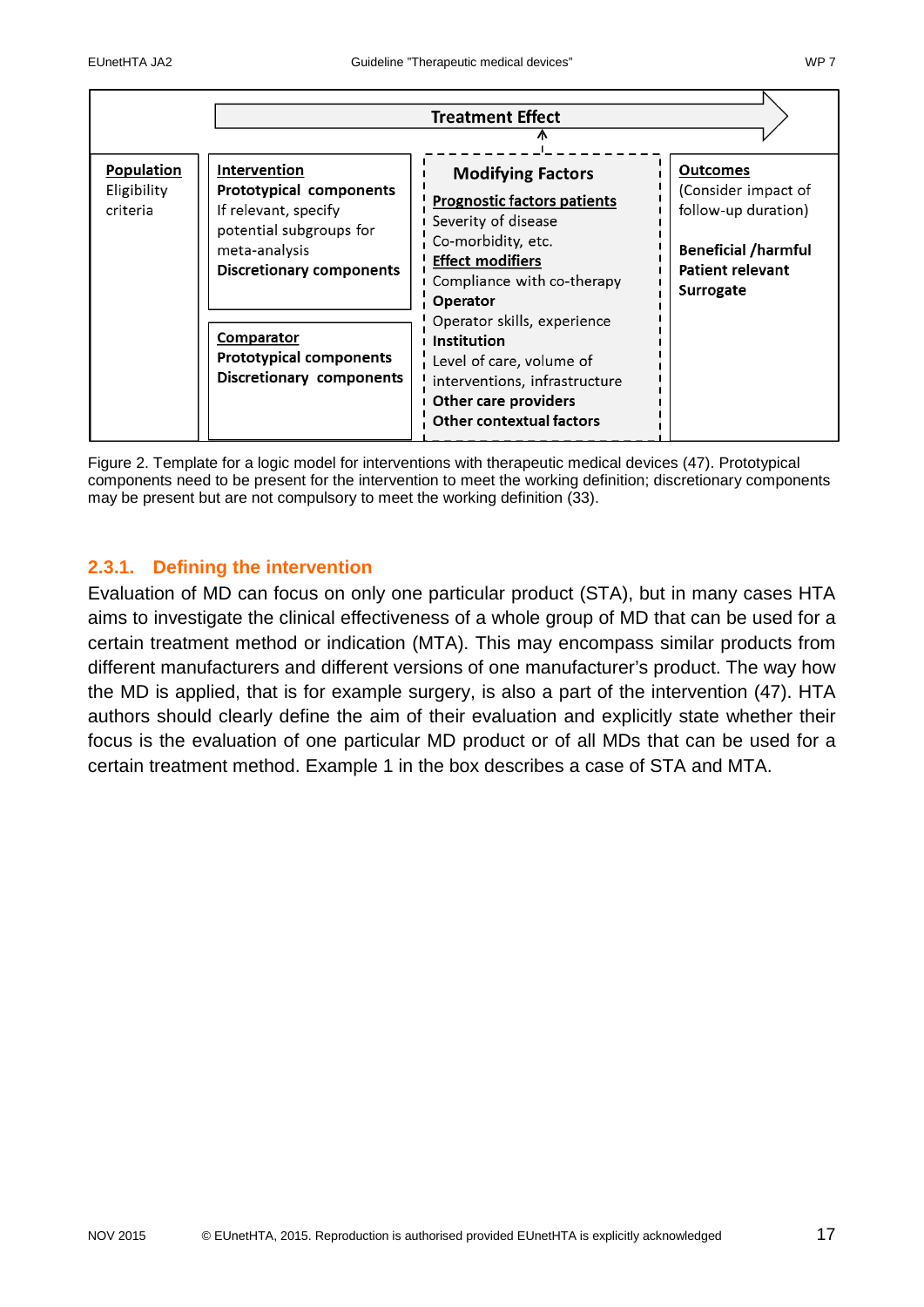| Population | Intervention | Modifying Factors | Outcomes |
|---|---|---|---|
| Eligibility criteria | **Prototypical components**<br>If relevant, specify potential subgroups for meta-analysis<br>**Discretionary components** | **Prognostic factors patients**<br>Severity of disease<br>Co-morbidity, etc.<br>**Effect modifiers**<br>Compliance with co-therapy<br>**Operator**<br>Operator skills, experience<br>**Institution**<br>Level of care, volume of interventions, infrastructure<br>**Other care providers**<br>**Other contextual factors** | (Consider impact of follow-up duration)<br>**Beneficial /harmful**<br>**Patient relevant**<br>**Surrogate** |
| | **Comparator**<br>**Prototypical components**<br>**Discretionary components** | | |

**Treatment Effect**

Figure 2. Template for a logic model for interventions with therapeutic medical devices (47). Prototypical components need to be present for the intervention to meet the working definition; discretionary components may be present but are not compulsory to meet the working definition (33).

### 2.3.1. Defining the intervention

Evaluation of MD can focus on only one particular product (STA), but in many cases HTA aims to investigate the clinical effectiveness of a whole group of MD that can be used for a certain treatment method or indication (MTA). This may encompass similar products from different manufacturers and different versions of one manufacturer's product. The way how the MD is applied, that is for example surgery, is also a part of the intervention (47). HTA authors should clearly define the aim of their evaluation and explicitly state whether their focus is the evaluation of one particular MD product or of all MDs that can be used for a certain treatment method. Example 1 in the box describes a case of STA and MTA.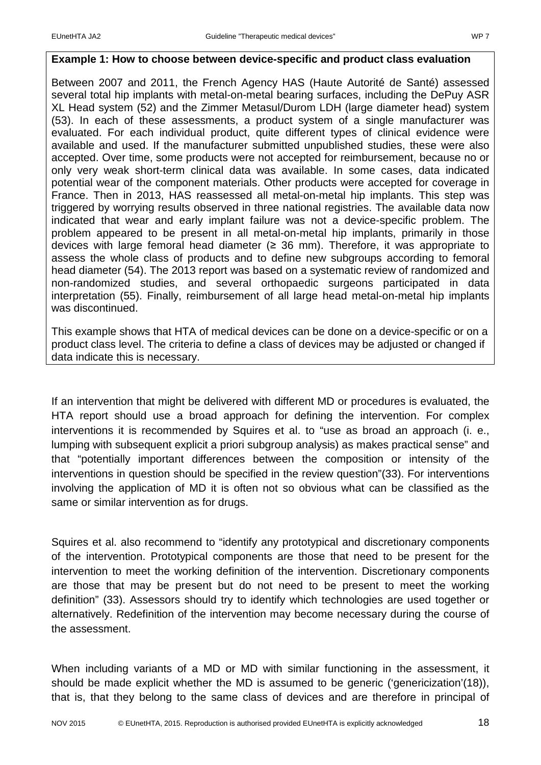**Example 1: How to choose between device-specific and product class evaluation**

Between 2007 and 2011, the French Agency HAS (Haute Autorité de Santé) assessed several total hip implants with metal-on-metal bearing surfaces, including the DePuy ASR XL Head system (52) and the Zimmer Metasul/Durom LDH (large diameter head) system (53). In each of these assessments, a product system of a single manufacturer was evaluated. For each individual product, quite different types of clinical evidence were available and used. If the manufacturer submitted unpublished studies, these were also accepted. Over time, some products were not accepted for reimbursement, because no or only very weak short-term clinical data was available. In some cases, data indicated potential wear of the component materials. Other products were accepted for coverage in France. Then in 2013, HAS reassessed all metal-on-metal hip implants. This step was triggered by worrying results observed in three national registries. The available data now indicated that wear and early implant failure was not a device-specific problem. The problem appeared to be present in all metal-on-metal hip implants, primarily in those devices with large femoral head diameter (≥ 36 mm). Therefore, it was appropriate to assess the whole class of products and to define new subgroups according to femoral head diameter (54). The 2013 report was based on a systematic review of randomized and non-randomized studies, and several orthopaedic surgeons participated in data interpretation (55). Finally, reimbursement of all large head metal-on-metal hip implants was discontinued.

This example shows that HTA of medical devices can be done on a device-specific or on a product class level. The criteria to define a class of devices may be adjusted or changed if data indicate this is necessary.

If an intervention that might be delivered with different MD or procedures is evaluated, the HTA report should use a broad approach for defining the intervention. For complex interventions it is recommended by Squires et al. to "use as broad an approach (i. e., lumping with subsequent explicit a priori subgroup analysis) as makes practical sense" and that "potentially important differences between the composition or intensity of the interventions in question should be specified in the review question"(33). For interventions involving the application of MD it is often not so obvious what can be classified as the same or similar intervention as for drugs.

Squires et al. also recommend to "identify any prototypical and discretionary components of the intervention. Prototypical components are those that need to be present for the intervention to meet the working definition of the intervention. Discretionary components are those that may be present but do not need to be present to meet the working definition" (33). Assessors should try to identify which technologies are used together or alternatively. Redefinition of the intervention may become necessary during the course of the assessment.

When including variants of a MD or MD with similar functioning in the assessment, it should be made explicit whether the MD is assumed to be generic ('genericization'(18)), that is, that they belong to the same class of devices and are therefore in principal of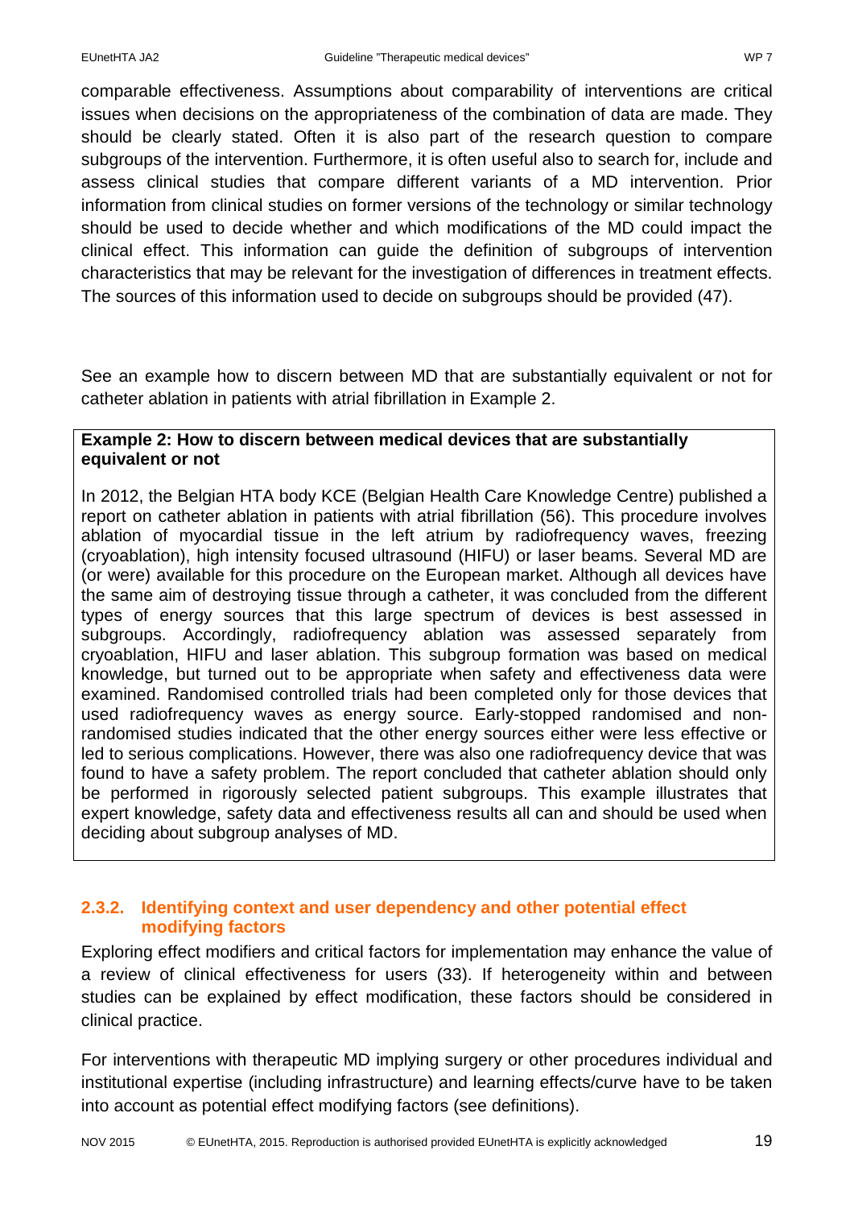comparable effectiveness. Assumptions about comparability of interventions are critical issues when decisions on the appropriateness of the combination of data are made. They should be clearly stated. Often it is also part of the research question to compare subgroups of the intervention. Furthermore, it is often useful also to search for, include and assess clinical studies that compare different variants of a MD intervention. Prior information from clinical studies on former versions of the technology or similar technology should be used to decide whether and which modifications of the MD could impact the clinical effect. This information can guide the definition of subgroups of intervention characteristics that may be relevant for the investigation of differences in treatment effects. The sources of this information used to decide on subgroups should be provided (47).

See an example how to discern between MD that are substantially equivalent or not for catheter ablation in patients with atrial fibrillation in Example 2.

**Example 2: How to discern between medical devices that are substantially equivalent or not**

In 2012, the Belgian HTA body KCE (Belgian Health Care Knowledge Centre) published a report on catheter ablation in patients with atrial fibrillation (56). This procedure involves ablation of myocardial tissue in the left atrium by radiofrequency waves, freezing (cryoablation), high intensity focused ultrasound (HIFU) or laser beams. Several MD are (or were) available for this procedure on the European market. Although all devices have the same aim of destroying tissue through a catheter, it was concluded from the different types of energy sources that this large spectrum of devices is best assessed in subgroups. Accordingly, radiofrequency ablation was assessed separately from cryoablation, HIFU and laser ablation. This subgroup formation was based on medical knowledge, but turned out to be appropriate when safety and effectiveness data were examined. Randomised controlled trials had been completed only for those devices that used radiofrequency waves as energy source. Early-stopped randomised and non-randomised studies indicated that the other energy sources either were less effective or led to serious complications. However, there was also one radiofrequency device that was found to have a safety problem. The report concluded that catheter ablation should only be performed in rigorously selected patient subgroups. This example illustrates that expert knowledge, safety data and effectiveness results all can and should be used when deciding about subgroup analyses of MD.

### 2.3.2. Identifying context and user dependency and other potential effect modifying factors

Exploring effect modifiers and critical factors for implementation may enhance the value of a review of clinical effectiveness for users (33). If heterogeneity within and between studies can be explained by effect modification, these factors should be considered in clinical practice.

For interventions with therapeutic MD implying surgery or other procedures individual and institutional expertise (including infrastructure) and learning effects/curve have to be taken into account as potential effect modifying factors (see definitions).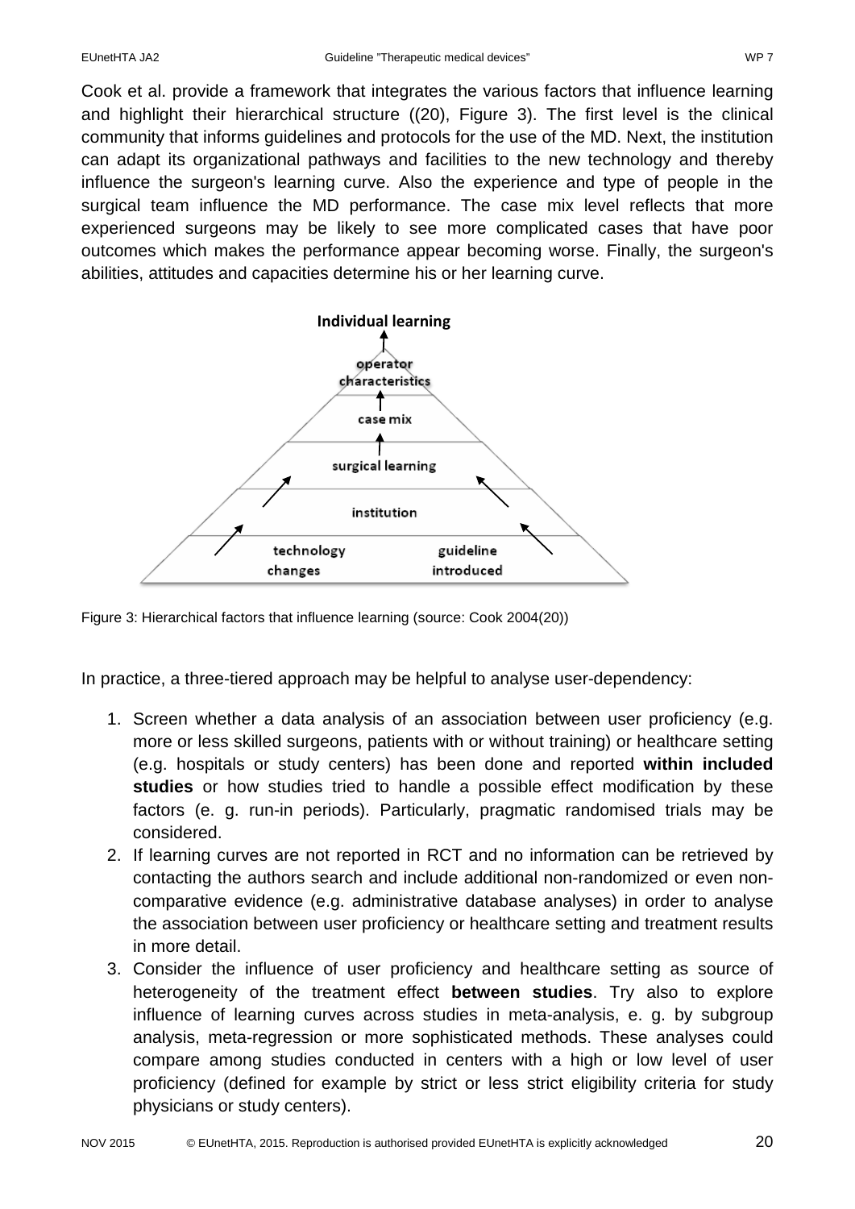Cook et al. provide a framework that integrates the various factors that influence learning and highlight their hierarchical structure ((20), Figure 3). The first level is the clinical community that informs guidelines and protocols for the use of the MD. Next, the institution can adapt its organizational pathways and facilities to the new technology and thereby influence the surgeon's learning curve. Also the experience and type of people in the surgical team influence the MD performance. The case mix level reflects that more experienced surgeons may be likely to see more complicated cases that have poor outcomes which makes the performance appear becoming worse. Finally, the surgeon's abilities, attitudes and capacities determine his or her learning curve.

Figure 3: Hierarchical factors that influence learning (source: Cook 2004(20))

In practice, a three-tiered approach may be helpful to analyse user-dependency:

1. Screen whether a data analysis of an association between user proficiency (e.g. more or less skilled surgeons, patients with or without training) or healthcare setting (e.g. hospitals or study centers) has been done and reported **within included studies** or how studies tried to handle a possible effect modification by these factors (e. g. run-in periods). Particularly, pragmatic randomised trials may be considered.
2. If learning curves are not reported in RCT and no information can be retrieved by contacting the authors search and include additional non-randomized or even non-comparative evidence (e.g. administrative database analyses) in order to analyse the association between user proficiency or healthcare setting and treatment results in more detail.
3. Consider the influence of user proficiency and healthcare setting as source of heterogeneity of the treatment effect **between studies**. Try also to explore influence of learning curves across studies in meta-analysis, e. g. by subgroup analysis, meta-regression or more sophisticated methods. These analyses could compare among studies conducted in centers with a high or low level of user proficiency (defined for example by strict or less strict eligibility criteria for study physicians or study centers).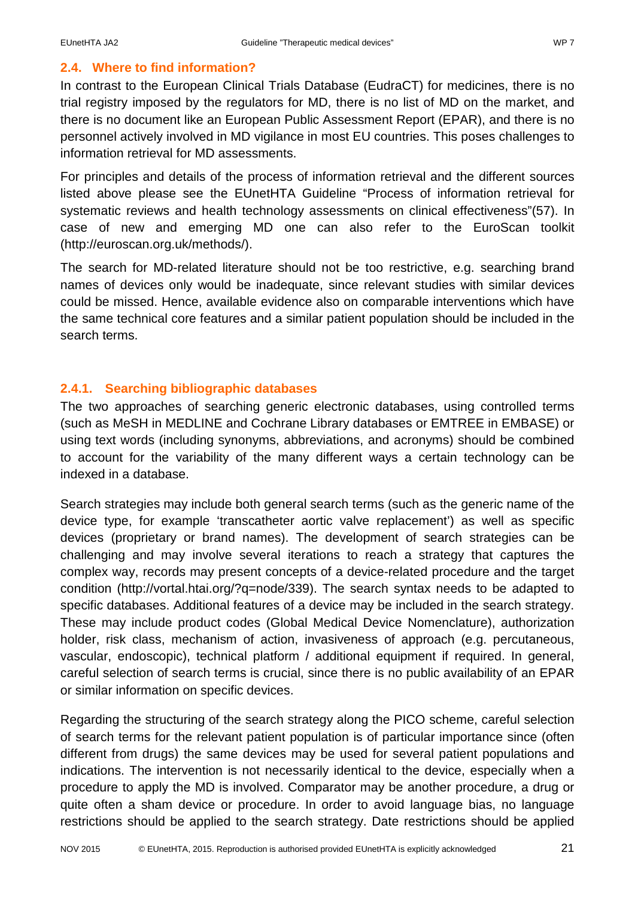## 2.4. Where to find information?

In contrast to the European Clinical Trials Database (EudraCT) for medicines, there is no trial registry imposed by the regulators for MD, there is no list of MD on the market, and there is no document like an European Public Assessment Report (EPAR), and there is no personnel actively involved in MD vigilance in most EU countries. This poses challenges to information retrieval for MD assessments.

For principles and details of the process of information retrieval and the different sources listed above please see the EUnetHTA Guideline "Process of information retrieval for systematic reviews and health technology assessments on clinical effectiveness"(57). In case of new and emerging MD one can also refer to the EuroScan toolkit (http://euroscan.org.uk/methods/).

The search for MD-related literature should not be too restrictive, e.g. searching brand names of devices only would be inadequate, since relevant studies with similar devices could be missed. Hence, available evidence also on comparable interventions which have the same technical core features and a similar patient population should be included in the search terms.

### 2.4.1. Searching bibliographic databases

The two approaches of searching generic electronic databases, using controlled terms (such as MeSH in MEDLINE and Cochrane Library databases or EMTREE in EMBASE) or using text words (including synonyms, abbreviations, and acronyms) should be combined to account for the variability of the many different ways a certain technology can be indexed in a database.

Search strategies may include both general search terms (such as the generic name of the device type, for example 'transcatheter aortic valve replacement') as well as specific devices (proprietary or brand names). The development of search strategies can be challenging and may involve several iterations to reach a strategy that captures the complex way, records may present concepts of a device-related procedure and the target condition (http://vortal.htai.org/?q=node/339). The search syntax needs to be adapted to specific databases. Additional features of a device may be included in the search strategy. These may include product codes (Global Medical Device Nomenclature), authorization holder, risk class, mechanism of action, invasiveness of approach (e.g. percutaneous, vascular, endoscopic), technical platform / additional equipment if required. In general, careful selection of search terms is crucial, since there is no public availability of an EPAR or similar information on specific devices.

Regarding the structuring of the search strategy along the PICO scheme, careful selection of search terms for the relevant patient population is of particular importance since (often different from drugs) the same devices may be used for several patient populations and indications. The intervention is not necessarily identical to the device, especially when a procedure to apply the MD is involved. Comparator may be another procedure, a drug or quite often a sham device or procedure. In order to avoid language bias, no language restrictions should be applied to the search strategy. Date restrictions should be applied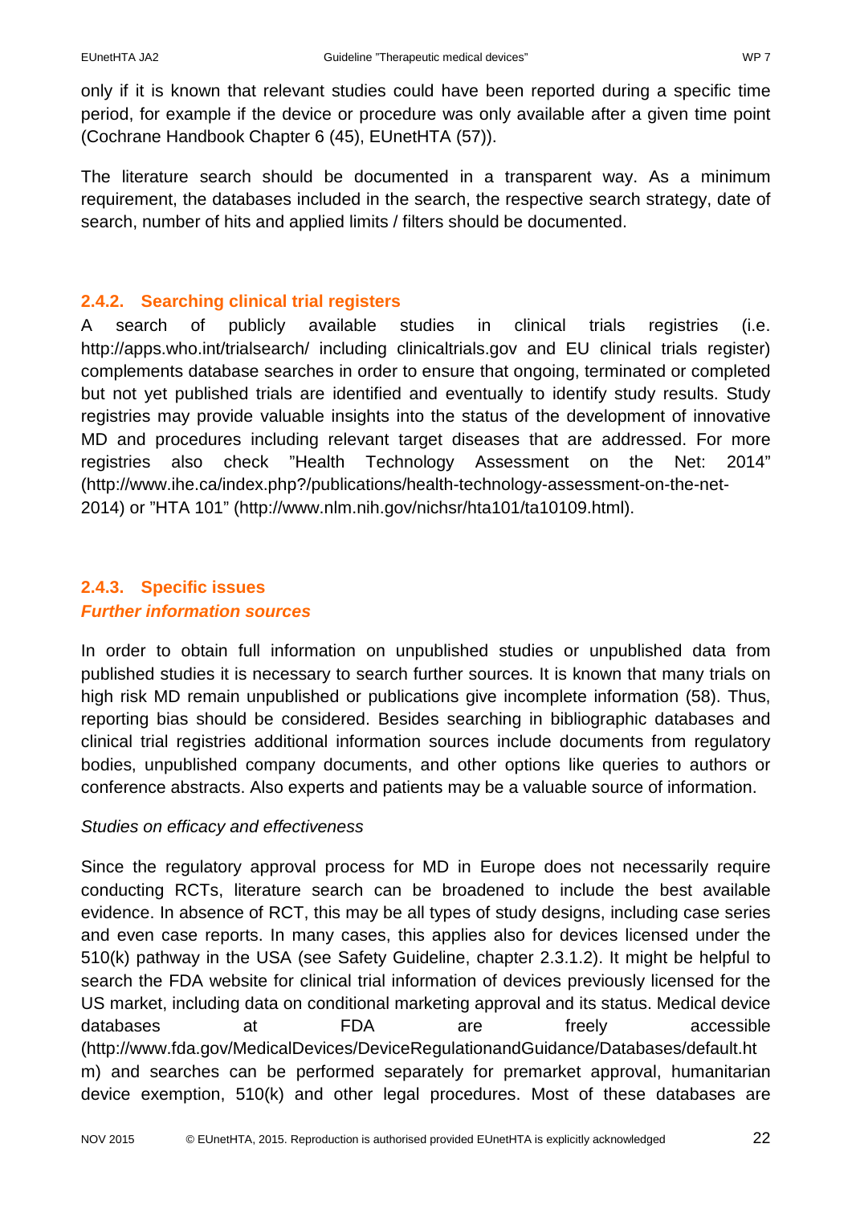only if it is known that relevant studies could have been reported during a specific time period, for example if the device or procedure was only available after a given time point (Cochrane Handbook Chapter 6 (45), EUnetHTA (57)).

The literature search should be documented in a transparent way. As a minimum requirement, the databases included in the search, the respective search strategy, date of search, number of hits and applied limits / filters should be documented.

### 2.4.2. Searching clinical trial registers

A search of publicly available studies in clinical trials registries (i.e. http://apps.who.int/trialsearch/ including clinicaltrials.gov and EU clinical trials register) complements database searches in order to ensure that ongoing, terminated or completed but not yet published trials are identified and eventually to identify study results. Study registries may provide valuable insights into the status of the development of innovative MD and procedures including relevant target diseases that are addressed. For more registries also check "Health Technology Assessment on the Net: 2014" (http://www.ihe.ca/index.php?/publications/health-technology-assessment-on-the-net-2014) or "HTA 101" (http://www.nlm.nih.gov/nichsr/hta101/ta10109.html).

### 2.4.3. Specific issues

***Further information sources***

In order to obtain full information on unpublished studies or unpublished data from published studies it is necessary to search further sources. It is known that many trials on high risk MD remain unpublished or publications give incomplete information (58). Thus, reporting bias should be considered. Besides searching in bibliographic databases and clinical trial registries additional information sources include documents from regulatory bodies, unpublished company documents, and other options like queries to authors or conference abstracts. Also experts and patients may be a valuable source of information.

*Studies on efficacy and effectiveness*

Since the regulatory approval process for MD in Europe does not necessarily require conducting RCTs, literature search can be broadened to include the best available evidence. In absence of RCT, this may be all types of study designs, including case series and even case reports. In many cases, this applies also for devices licensed under the 510(k) pathway in the USA (see Safety Guideline, chapter 2.3.1.2). It might be helpful to search the FDA website for clinical trial information of devices previously licensed for the US market, including data on conditional marketing approval and its status. Medical device databases at FDA are freely accessible (http://www.fda.gov/MedicalDevices/DeviceRegulationandGuidance/Databases/default.htm) and searches can be performed separately for premarket approval, humanitarian device exemption, 510(k) and other legal procedures. Most of these databases are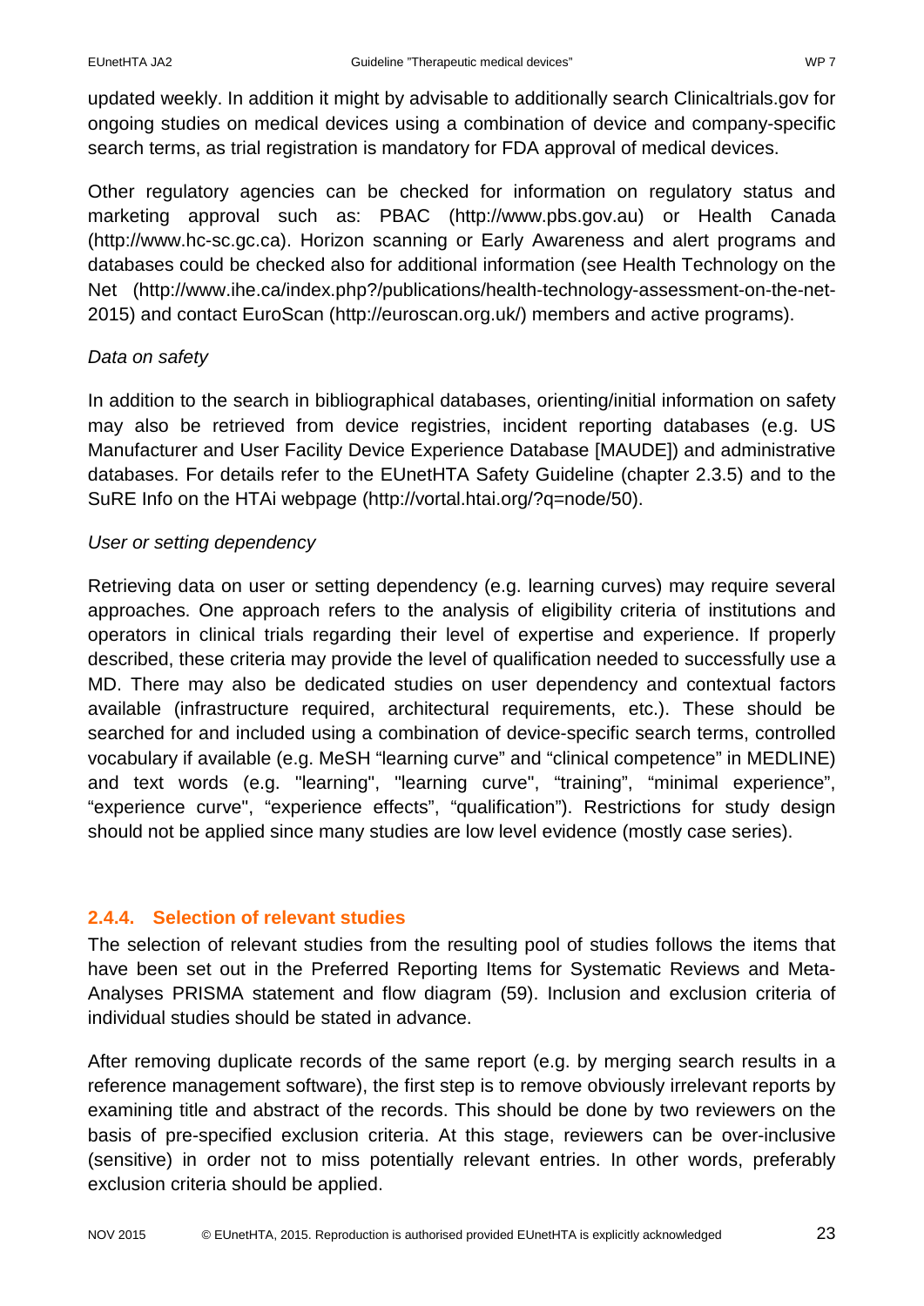updated weekly. In addition it might by advisable to additionally search Clinicaltrials.gov for ongoing studies on medical devices using a combination of device and company-specific search terms, as trial registration is mandatory for FDA approval of medical devices.

Other regulatory agencies can be checked for information on regulatory status and marketing approval such as: PBAC (http://www.pbs.gov.au) or Health Canada (http://www.hc-sc.gc.ca). Horizon scanning or Early Awareness and alert programs and databases could be checked also for additional information (see Health Technology on the Net (http://www.ihe.ca/index.php?/publications/health-technology-assessment-on-the-net-2015) and contact EuroScan (http://euroscan.org.uk/) members and active programs).

*Data on safety*

In addition to the search in bibliographical databases, orienting/initial information on safety may also be retrieved from device registries, incident reporting databases (e.g. US Manufacturer and User Facility Device Experience Database [MAUDE]) and administrative databases. For details refer to the EUnetHTA Safety Guideline (chapter 2.3.5) and to the SuRE Info on the HTAi webpage (http://vortal.htai.org/?q=node/50).

*User or setting dependency*

Retrieving data on user or setting dependency (e.g. learning curves) may require several approaches. One approach refers to the analysis of eligibility criteria of institutions and operators in clinical trials regarding their level of expertise and experience. If properly described, these criteria may provide the level of qualification needed to successfully use a MD. There may also be dedicated studies on user dependency and contextual factors available (infrastructure required, architectural requirements, etc.). These should be searched for and included using a combination of device-specific search terms, controlled vocabulary if available (e.g. MeSH "learning curve" and "clinical competence" in MEDLINE) and text words (e.g. "learning", "learning curve", "training", "minimal experience", "experience curve", "experience effects", "qualification"). Restrictions for study design should not be applied since many studies are low level evidence (mostly case series).

### 2.4.4. Selection of relevant studies

The selection of relevant studies from the resulting pool of studies follows the items that have been set out in the Preferred Reporting Items for Systematic Reviews and Meta-Analyses PRISMA statement and flow diagram (59). Inclusion and exclusion criteria of individual studies should be stated in advance.

After removing duplicate records of the same report (e.g. by merging search results in a reference management software), the first step is to remove obviously irrelevant reports by examining title and abstract of the records. This should be done by two reviewers on the basis of pre-specified exclusion criteria. At this stage, reviewers can be over-inclusive (sensitive) in order not to miss potentially relevant entries. In other words, preferably exclusion criteria should be applied.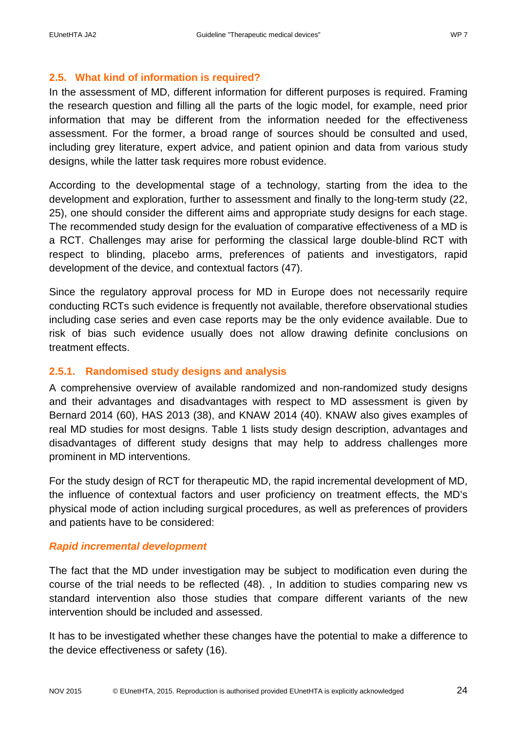## 2.5. What kind of information is required?

In the assessment of MD, different information for different purposes is required. Framing the research question and filling all the parts of the logic model, for example, need prior information that may be different from the information needed for the effectiveness assessment. For the former, a broad range of sources should be consulted and used, including grey literature, expert advice, and patient opinion and data from various study designs, while the latter task requires more robust evidence.

According to the developmental stage of a technology, starting from the idea to the development and exploration, further to assessment and finally to the long-term study (22, 25), one should consider the different aims and appropriate study designs for each stage. The recommended study design for the evaluation of comparative effectiveness of a MD is a RCT. Challenges may arise for performing the classical large double-blind RCT with respect to blinding, placebo arms, preferences of patients and investigators, rapid development of the device, and contextual factors (47).

Since the regulatory approval process for MD in Europe does not necessarily require conducting RCTs such evidence is frequently not available, therefore observational studies including case series and even case reports may be the only evidence available. Due to risk of bias such evidence usually does not allow drawing definite conclusions on treatment effects.

### 2.5.1. Randomised study designs and analysis

A comprehensive overview of available randomized and non-randomized study designs and their advantages and disadvantages with respect to MD assessment is given by Bernard 2014 (60), HAS 2013 (38), and KNAW 2014 (40). KNAW also gives examples of real MD studies for most designs. Table 1 lists study design description, advantages and disadvantages of different study designs that may help to address challenges more prominent in MD interventions.

For the study design of RCT for therapeutic MD, the rapid incremental development of MD, the influence of contextual factors and user proficiency on treatment effects, the MD's physical mode of action including surgical procedures, as well as preferences of providers and patients have to be considered:

***Rapid incremental development***

The fact that the MD under investigation may be subject to modification even during the course of the trial needs to be reflected (48). , In addition to studies comparing new vs standard intervention also those studies that compare different variants of the new intervention should be included and assessed.

It has to be investigated whether these changes have the potential to make a difference to the device effectiveness or safety (16).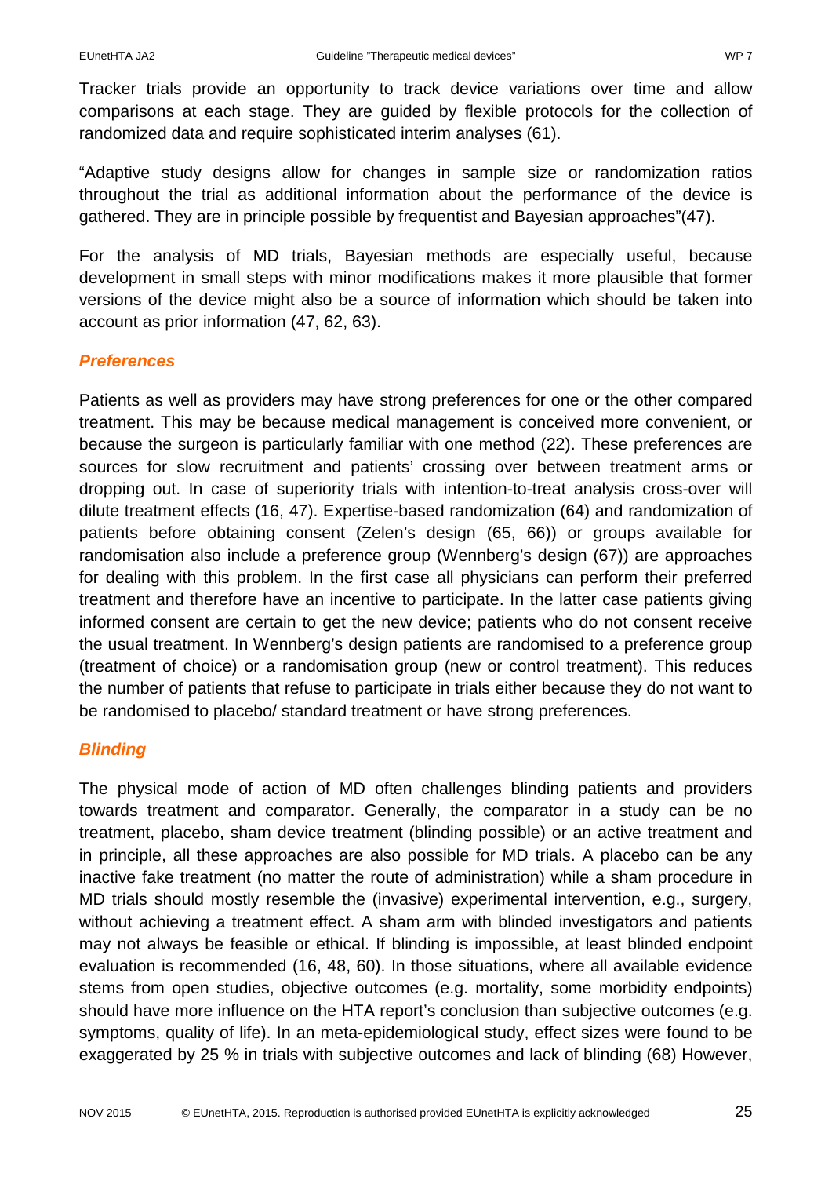Tracker trials provide an opportunity to track device variations over time and allow comparisons at each stage. They are guided by flexible protocols for the collection of randomized data and require sophisticated interim analyses (61).

"Adaptive study designs allow for changes in sample size or randomization ratios throughout the trial as additional information about the performance of the device is gathered. They are in principle possible by frequentist and Bayesian approaches"(47).

For the analysis of MD trials, Bayesian methods are especially useful, because development in small steps with minor modifications makes it more plausible that former versions of the device might also be a source of information which should be taken into account as prior information (47, 62, 63).

### *Preferences*

Patients as well as providers may have strong preferences for one or the other compared treatment. This may be because medical management is conceived more convenient, or because the surgeon is particularly familiar with one method (22). These preferences are sources for slow recruitment and patients' crossing over between treatment arms or dropping out. In case of superiority trials with intention-to-treat analysis cross-over will dilute treatment effects (16, 47). Expertise-based randomization (64) and randomization of patients before obtaining consent (Zelen's design (65, 66)) or groups available for randomisation also include a preference group (Wennberg's design (67)) are approaches for dealing with this problem. In the first case all physicians can perform their preferred treatment and therefore have an incentive to participate. In the latter case patients giving informed consent are certain to get the new device; patients who do not consent receive the usual treatment. In Wennberg's design patients are randomised to a preference group (treatment of choice) or a randomisation group (new or control treatment). This reduces the number of patients that refuse to participate in trials either because they do not want to be randomised to placebo/ standard treatment or have strong preferences.

### *Blinding*

The physical mode of action of MD often challenges blinding patients and providers towards treatment and comparator. Generally, the comparator in a study can be no treatment, placebo, sham device treatment (blinding possible) or an active treatment and in principle, all these approaches are also possible for MD trials. A placebo can be any inactive fake treatment (no matter the route of administration) while a sham procedure in MD trials should mostly resemble the (invasive) experimental intervention, e.g., surgery, without achieving a treatment effect. A sham arm with blinded investigators and patients may not always be feasible or ethical. If blinding is impossible, at least blinded endpoint evaluation is recommended (16, 48, 60). In those situations, where all available evidence stems from open studies, objective outcomes (e.g. mortality, some morbidity endpoints) should have more influence on the HTA report's conclusion than subjective outcomes (e.g. symptoms, quality of life). In an meta-epidemiological study, effect sizes were found to be exaggerated by 25 % in trials with subjective outcomes and lack of blinding (68) However,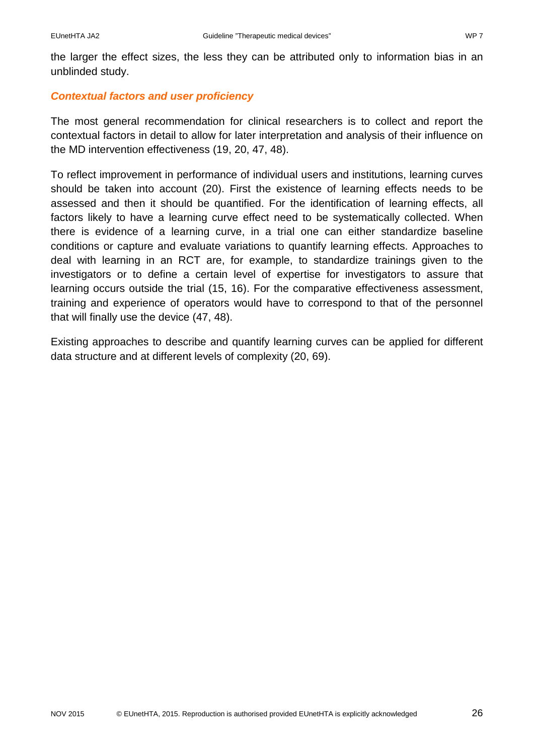the larger the effect sizes, the less they can be attributed only to information bias in an unblinded study.

### *Contextual factors and user proficiency*

The most general recommendation for clinical researchers is to collect and report the contextual factors in detail to allow for later interpretation and analysis of their influence on the MD intervention effectiveness (19, 20, 47, 48).

To reflect improvement in performance of individual users and institutions, learning curves should be taken into account (20). First the existence of learning effects needs to be assessed and then it should be quantified. For the identification of learning effects, all factors likely to have a learning curve effect need to be systematically collected. When there is evidence of a learning curve, in a trial one can either standardize baseline conditions or capture and evaluate variations to quantify learning effects. Approaches to deal with learning in an RCT are, for example, to standardize trainings given to the investigators or to define a certain level of expertise for investigators to assure that learning occurs outside the trial (15, 16). For the comparative effectiveness assessment, training and experience of operators would have to correspond to that of the personnel that will finally use the device (47, 48).

Existing approaches to describe and quantify learning curves can be applied for different data structure and at different levels of complexity (20, 69).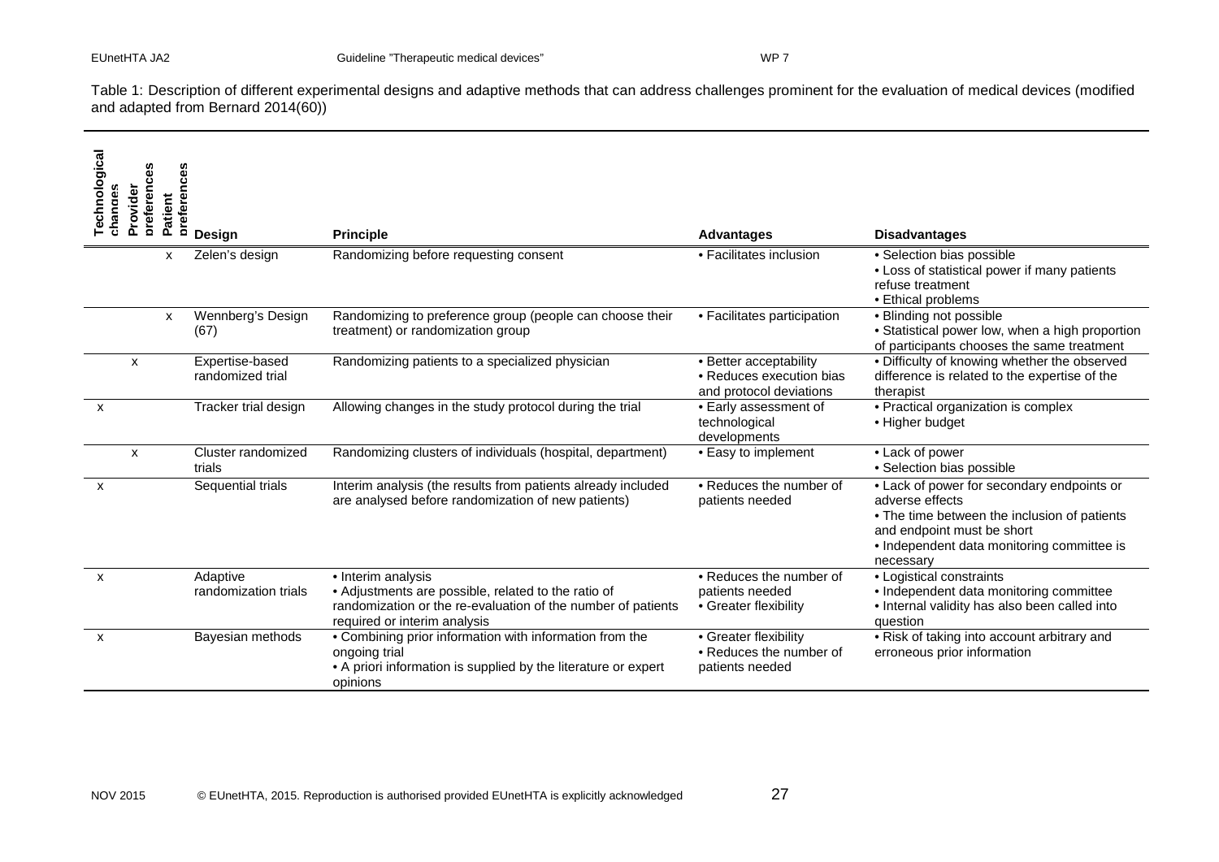Table 1: Description of different experimental designs and adaptive methods that can address challenges prominent for the evaluation of medical devices (modified and adapted from Bernard 2014(60))

| Technological changes | Provider preferences | Patient preferences | Design | Principle | Advantages | Disadvantages |
|---|---|---|---|---|---|---|
| | | x | Zelen's design | Randomizing before requesting consent | • Facilitates inclusion | • Selection bias possible<br>• Loss of statistical power if many patients refuse treatment<br>• Ethical problems |
| | | x | Wennberg's Design (67) | Randomizing to preference group (people can choose their treatment) or randomization group | • Facilitates participation | • Blinding not possible<br>• Statistical power low, when a high proportion of participants chooses the same treatment |
| | x | | Expertise-based randomized trial | Randomizing patients to a specialized physician | • Better acceptability<br>• Reduces execution bias and protocol deviations | • Difficulty of knowing whether the observed difference is related to the expertise of the therapist |
| x | | | Tracker trial design | Allowing changes in the study protocol during the trial | • Early assessment of technological developments | • Practical organization is complex<br>• Higher budget |
| | x | | Cluster randomized trials | Randomizing clusters of individuals (hospital, department) | • Easy to implement | • Lack of power<br>• Selection bias possible |
| x | | | Sequential trials | Interim analysis (the results from patients already included are analysed before randomization of new patients) | • Reduces the number of patients needed | • Lack of power for secondary endpoints or adverse effects<br>• The time between the inclusion of patients and endpoint must be short<br>• Independent data monitoring committee is necessary |
| x | | | Adaptive randomization trials | • Interim analysis<br>• Adjustments are possible, related to the ratio of randomization or the re-evaluation of the number of patients required or interim analysis | • Reduces the number of patients needed<br>• Greater flexibility | • Logistical constraints<br>• Independent data monitoring committee<br>• Internal validity has also been called into question |
| x | | | Bayesian methods | • Combining prior information with information from the ongoing trial<br>• A priori information is supplied by the literature or expert opinions | • Greater flexibility<br>• Reduces the number of patients needed | • Risk of taking into account arbitrary and erroneous prior information |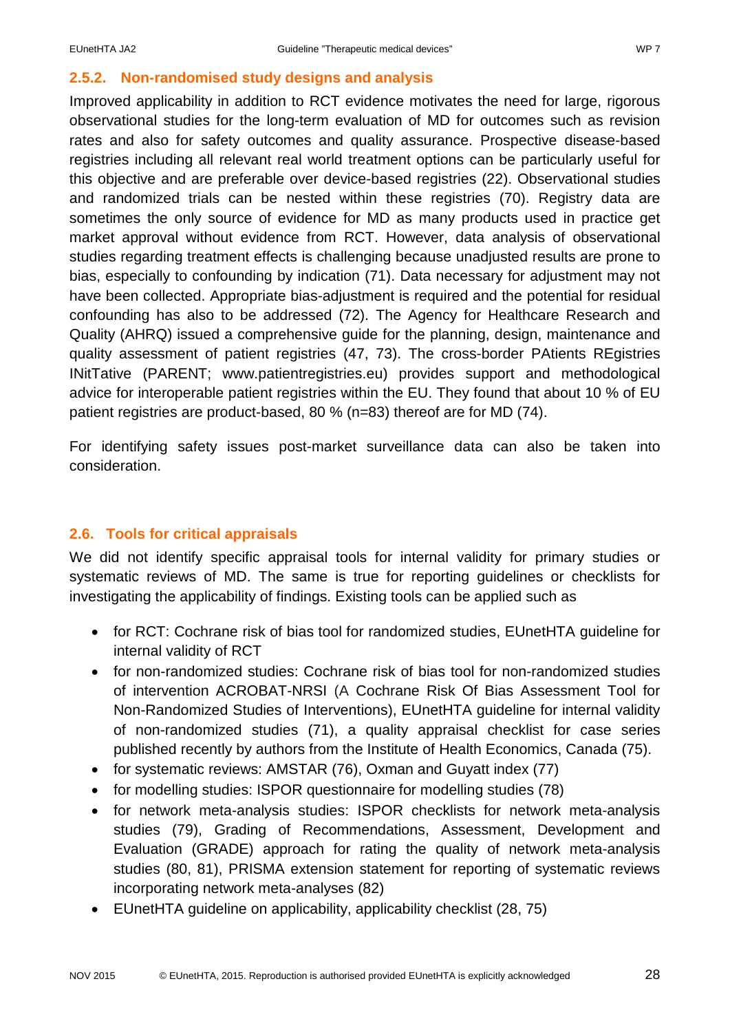### 2.5.2. Non-randomised study designs and analysis

Improved applicability in addition to RCT evidence motivates the need for large, rigorous observational studies for the long-term evaluation of MD for outcomes such as revision rates and also for safety outcomes and quality assurance. Prospective disease-based registries including all relevant real world treatment options can be particularly useful for this objective and are preferable over device-based registries (22). Observational studies and randomized trials can be nested within these registries (70). Registry data are sometimes the only source of evidence for MD as many products used in practice get market approval without evidence from RCT. However, data analysis of observational studies regarding treatment effects is challenging because unadjusted results are prone to bias, especially to confounding by indication (71). Data necessary for adjustment may not have been collected. Appropriate bias-adjustment is required and the potential for residual confounding has also to be addressed (72). The Agency for Healthcare Research and Quality (AHRQ) issued a comprehensive guide for the planning, design, maintenance and quality assessment of patient registries (47, 73). The cross-border PAtients REgistries INitTative (PARENT; www.patientregistries.eu) provides support and methodological advice for interoperable patient registries within the EU. They found that about 10 % of EU patient registries are product-based, 80 % (n=83) thereof are for MD (74).

For identifying safety issues post-market surveillance data can also be taken into consideration.

## 2.6. Tools for critical appraisals

We did not identify specific appraisal tools for internal validity for primary studies or systematic reviews of MD. The same is true for reporting guidelines or checklists for investigating the applicability of findings. Existing tools can be applied such as

- for RCT: Cochrane risk of bias tool for randomized studies, EUnetHTA guideline for internal validity of RCT
- for non-randomized studies: Cochrane risk of bias tool for non-randomized studies of intervention ACROBAT-NRSI (A Cochrane Risk Of Bias Assessment Tool for Non-Randomized Studies of Interventions), EUnetHTA guideline for internal validity of non-randomized studies (71), a quality appraisal checklist for case series published recently by authors from the Institute of Health Economics, Canada (75).
- for systematic reviews: AMSTAR (76), Oxman and Guyatt index (77)
- for modelling studies: ISPOR questionnaire for modelling studies (78)
- for network meta-analysis studies: ISPOR checklists for network meta-analysis studies (79), Grading of Recommendations, Assessment, Development and Evaluation (GRADE) approach for rating the quality of network meta-analysis studies (80, 81), PRISMA extension statement for reporting of systematic reviews incorporating network meta-analyses (82)
- EUnetHTA guideline on applicability, applicability checklist (28, 75)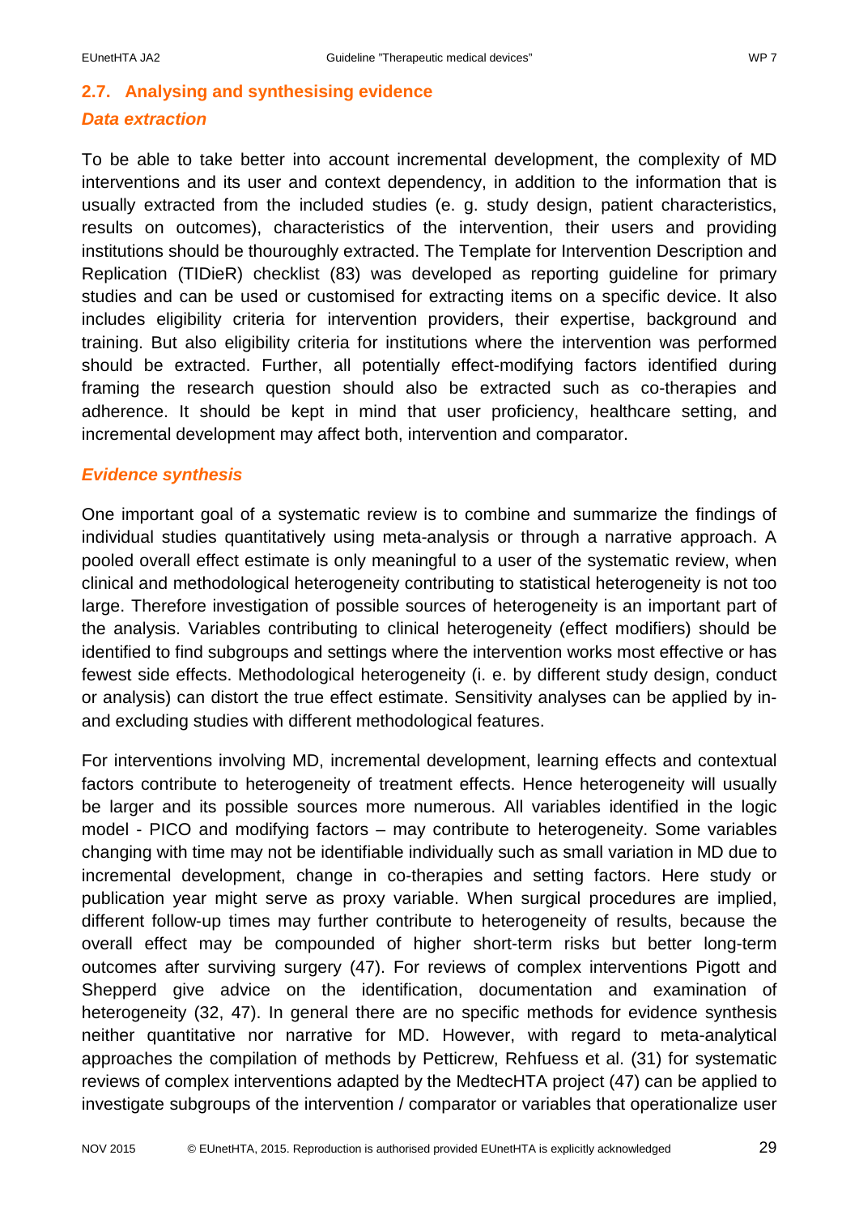## 2.7. Analysing and synthesising evidence

### *Data extraction*

To be able to take better into account incremental development, the complexity of MD interventions and its user and context dependency, in addition to the information that is usually extracted from the included studies (e. g. study design, patient characteristics, results on outcomes), characteristics of the intervention, their users and providing institutions should be thouroughly extracted. The Template for Intervention Description and Replication (TIDieR) checklist (83) was developed as reporting guideline for primary studies and can be used or customised for extracting items on a specific device. It also includes eligibility criteria for intervention providers, their expertise, background and training. But also eligibility criteria for institutions where the intervention was performed should be extracted. Further, all potentially effect-modifying factors identified during framing the research question should also be extracted such as co-therapies and adherence. It should be kept in mind that user proficiency, healthcare setting, and incremental development may affect both, intervention and comparator.

### *Evidence synthesis*

One important goal of a systematic review is to combine and summarize the findings of individual studies quantitatively using meta-analysis or through a narrative approach. A pooled overall effect estimate is only meaningful to a user of the systematic review, when clinical and methodological heterogeneity contributing to statistical heterogeneity is not too large. Therefore investigation of possible sources of heterogeneity is an important part of the analysis. Variables contributing to clinical heterogeneity (effect modifiers) should be identified to find subgroups and settings where the intervention works most effective or has fewest side effects. Methodological heterogeneity (i. e. by different study design, conduct or analysis) can distort the true effect estimate. Sensitivity analyses can be applied by in- and excluding studies with different methodological features.

For interventions involving MD, incremental development, learning effects and contextual factors contribute to heterogeneity of treatment effects. Hence heterogeneity will usually be larger and its possible sources more numerous. All variables identified in the logic model - PICO and modifying factors – may contribute to heterogeneity. Some variables changing with time may not be identifiable individually such as small variation in MD due to incremental development, change in co-therapies and setting factors. Here study or publication year might serve as proxy variable. When surgical procedures are implied, different follow-up times may further contribute to heterogeneity of results, because the overall effect may be compounded of higher short-term risks but better long-term outcomes after surviving surgery (47). For reviews of complex interventions Pigott and Shepperd give advice on the identification, documentation and examination of heterogeneity (32, 47). In general there are no specific methods for evidence synthesis neither quantitative nor narrative for MD. However, with regard to meta-analytical approaches the compilation of methods by Petticrew, Rehfuess et al. (31) for systematic reviews of complex interventions adapted by the MedtecHTA project (47) can be applied to investigate subgroups of the intervention / comparator or variables that operationalize user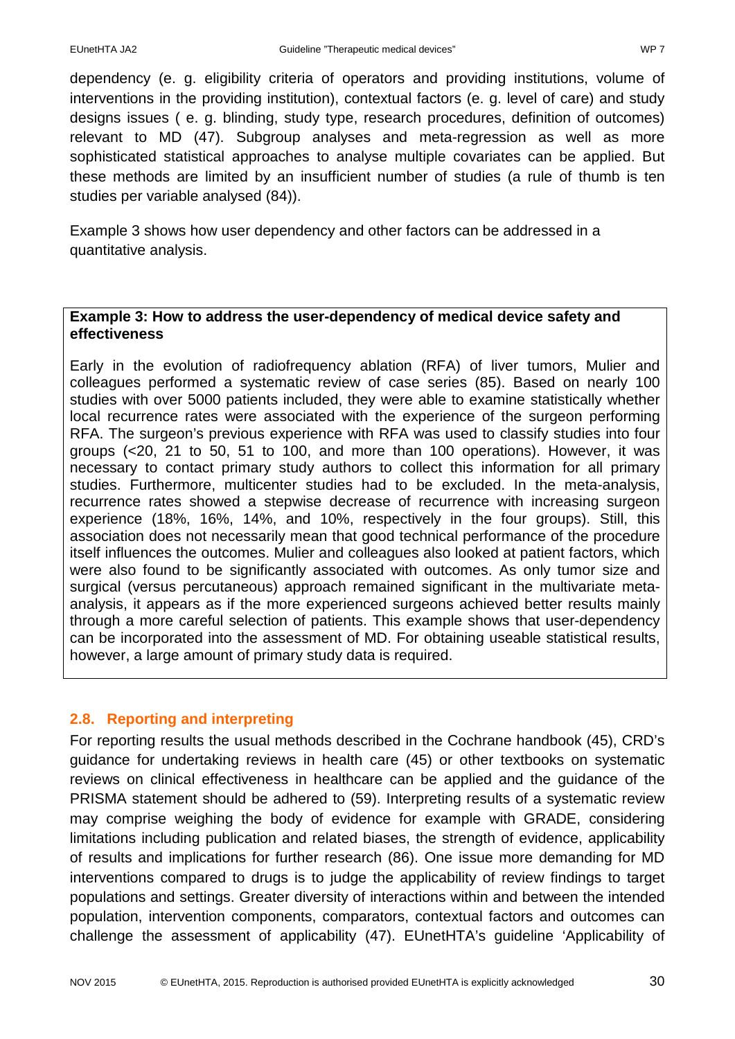dependency (e. g. eligibility criteria of operators and providing institutions, volume of interventions in the providing institution), contextual factors (e. g. level of care) and study designs issues ( e. g. blinding, study type, research procedures, definition of outcomes) relevant to MD (47). Subgroup analyses and meta-regression as well as more sophisticated statistical approaches to analyse multiple covariates can be applied. But these methods are limited by an insufficient number of studies (a rule of thumb is ten studies per variable analysed (84)).

Example 3 shows how user dependency and other factors can be addressed in a quantitative analysis.

> **Example 3: How to address the user-dependency of medical device safety and effectiveness**
>
> Early in the evolution of radiofrequency ablation (RFA) of liver tumors, Mulier and colleagues performed a systematic review of case series (85). Based on nearly 100 studies with over 5000 patients included, they were able to examine statistically whether local recurrence rates were associated with the experience of the surgeon performing RFA. The surgeon's previous experience with RFA was used to classify studies into four groups (<20, 21 to 50, 51 to 100, and more than 100 operations). However, it was necessary to contact primary study authors to collect this information for all primary studies. Furthermore, multicenter studies had to be excluded. In the meta-analysis, recurrence rates showed a stepwise decrease of recurrence with increasing surgeon experience (18%, 16%, 14%, and 10%, respectively in the four groups). Still, this association does not necessarily mean that good technical performance of the procedure itself influences the outcomes. Mulier and colleagues also looked at patient factors, which were also found to be significantly associated with outcomes. As only tumor size and surgical (versus percutaneous) approach remained significant in the multivariate meta-analysis, it appears as if the more experienced surgeons achieved better results mainly through a more careful selection of patients. This example shows that user-dependency can be incorporated into the assessment of MD. For obtaining useable statistical results, however, a large amount of primary study data is required.

## 2.8. Reporting and interpreting

For reporting results the usual methods described in the Cochrane handbook (45), CRD's guidance for undertaking reviews in health care (45) or other textbooks on systematic reviews on clinical effectiveness in healthcare can be applied and the guidance of the PRISMA statement should be adhered to (59). Interpreting results of a systematic review may comprise weighing the body of evidence for example with GRADE, considering limitations including publication and related biases, the strength of evidence, applicability of results and implications for further research (86). One issue more demanding for MD interventions compared to drugs is to judge the applicability of review findings to target populations and settings. Greater diversity of interactions within and between the intended population, intervention components, comparators, contextual factors and outcomes can challenge the assessment of applicability (47). EUnetHTA's guideline 'Applicability of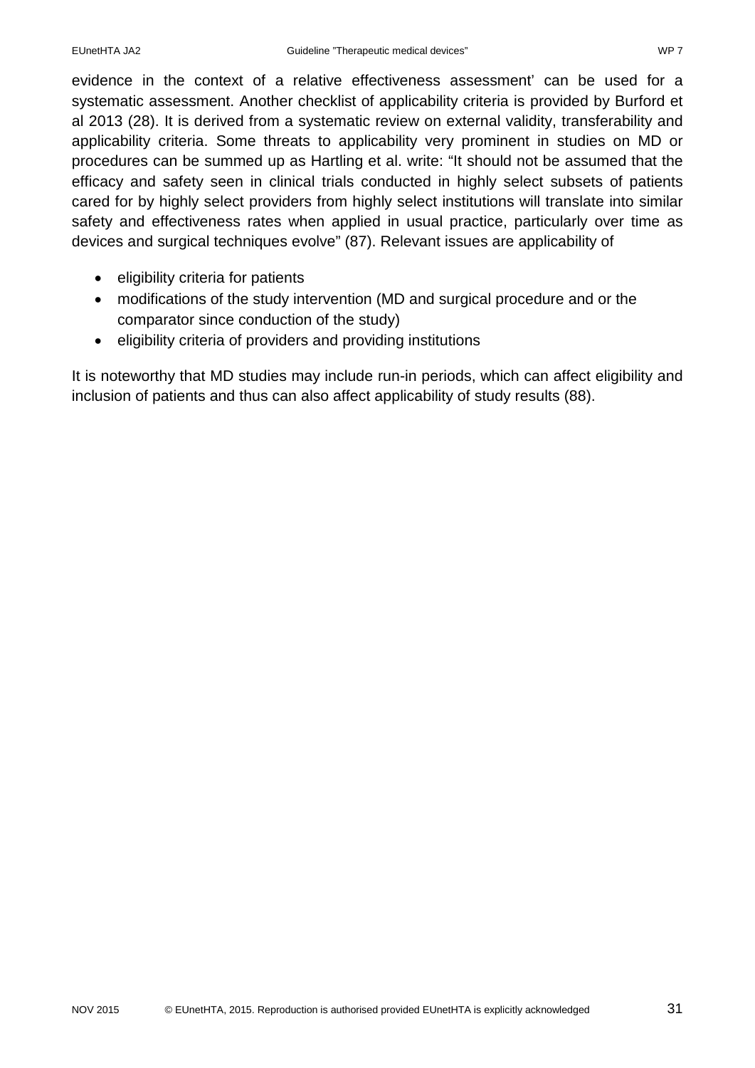evidence in the context of a relative effectiveness assessment' can be used for a systematic assessment. Another checklist of applicability criteria is provided by Burford et al 2013 (28). It is derived from a systematic review on external validity, transferability and applicability criteria. Some threats to applicability very prominent in studies on MD or procedures can be summed up as Hartling et al. write: "It should not be assumed that the efficacy and safety seen in clinical trials conducted in highly select subsets of patients cared for by highly select providers from highly select institutions will translate into similar safety and effectiveness rates when applied in usual practice, particularly over time as devices and surgical techniques evolve" (87). Relevant issues are applicability of

- eligibility criteria for patients
- modifications of the study intervention (MD and surgical procedure and or the comparator since conduction of the study)
- eligibility criteria of providers and providing institutions

It is noteworthy that MD studies may include run-in periods, which can affect eligibility and inclusion of patients and thus can also affect applicability of study results (88).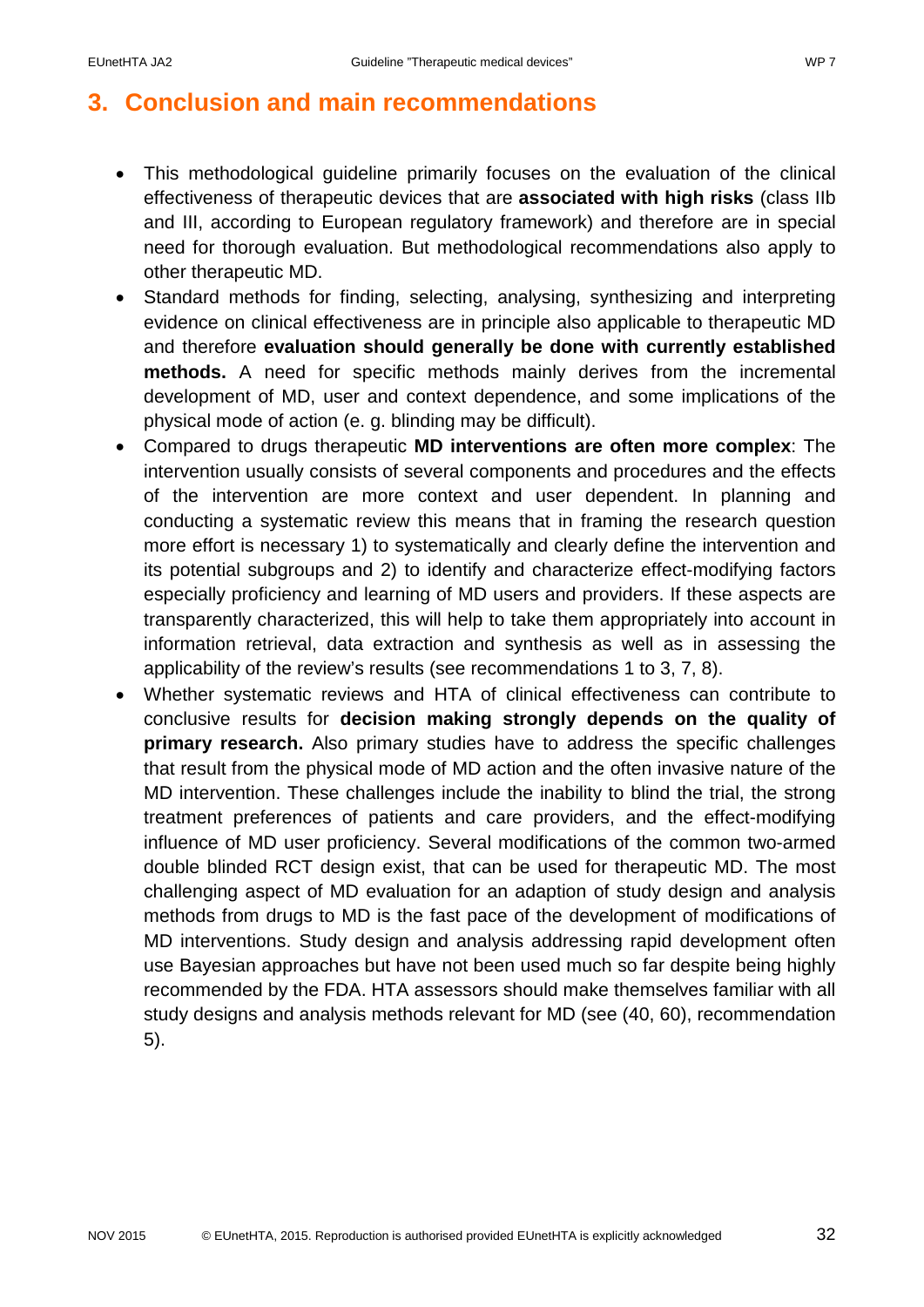## 3. Conclusion and main recommendations

- This methodological guideline primarily focuses on the evaluation of the clinical effectiveness of therapeutic devices that are **associated with high risks** (class IIb and III, according to European regulatory framework) and therefore are in special need for thorough evaluation. But methodological recommendations also apply to other therapeutic MD.
- Standard methods for finding, selecting, analysing, synthesizing and interpreting evidence on clinical effectiveness are in principle also applicable to therapeutic MD and therefore **evaluation should generally be done with currently established methods.** A need for specific methods mainly derives from the incremental development of MD, user and context dependence, and some implications of the physical mode of action (e. g. blinding may be difficult).
- Compared to drugs therapeutic **MD interventions are often more complex**: The intervention usually consists of several components and procedures and the effects of the intervention are more context and user dependent. In planning and conducting a systematic review this means that in framing the research question more effort is necessary 1) to systematically and clearly define the intervention and its potential subgroups and 2) to identify and characterize effect-modifying factors especially proficiency and learning of MD users and providers. If these aspects are transparently characterized, this will help to take them appropriately into account in information retrieval, data extraction and synthesis as well as in assessing the applicability of the review's results (see recommendations 1 to 3, 7, 8).
- Whether systematic reviews and HTA of clinical effectiveness can contribute to conclusive results for **decision making strongly depends on the quality of primary research.** Also primary studies have to address the specific challenges that result from the physical mode of MD action and the often invasive nature of the MD intervention. These challenges include the inability to blind the trial, the strong treatment preferences of patients and care providers, and the effect-modifying influence of MD user proficiency. Several modifications of the common two-armed double blinded RCT design exist, that can be used for therapeutic MD. The most challenging aspect of MD evaluation for an adaption of study design and analysis methods from drugs to MD is the fast pace of the development of modifications of MD interventions. Study design and analysis addressing rapid development often use Bayesian approaches but have not been used much so far despite being highly recommended by the FDA. HTA assessors should make themselves familiar with all study designs and analysis methods relevant for MD (see (40, 60), recommendation 5).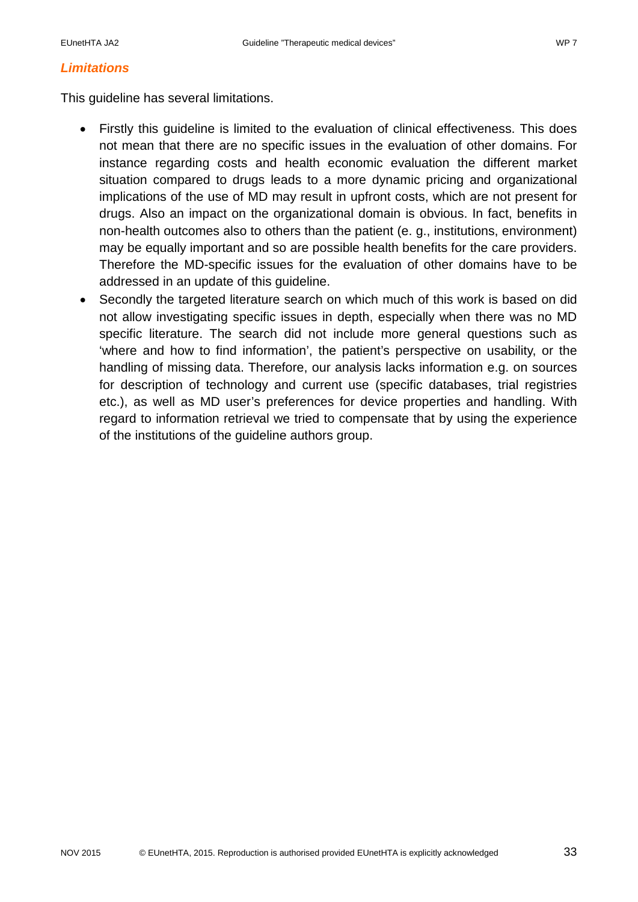### *Limitations*

This guideline has several limitations.

- Firstly this guideline is limited to the evaluation of clinical effectiveness. This does not mean that there are no specific issues in the evaluation of other domains. For instance regarding costs and health economic evaluation the different market situation compared to drugs leads to a more dynamic pricing and organizational implications of the use of MD may result in upfront costs, which are not present for drugs. Also an impact on the organizational domain is obvious. In fact, benefits in non-health outcomes also to others than the patient (e. g., institutions, environment) may be equally important and so are possible health benefits for the care providers. Therefore the MD-specific issues for the evaluation of other domains have to be addressed in an update of this guideline.
- Secondly the targeted literature search on which much of this work is based on did not allow investigating specific issues in depth, especially when there was no MD specific literature. The search did not include more general questions such as 'where and how to find information', the patient's perspective on usability, or the handling of missing data. Therefore, our analysis lacks information e.g. on sources for description of technology and current use (specific databases, trial registries etc.), as well as MD user's preferences for device properties and handling. With regard to information retrieval we tried to compensate that by using the experience of the institutions of the guideline authors group.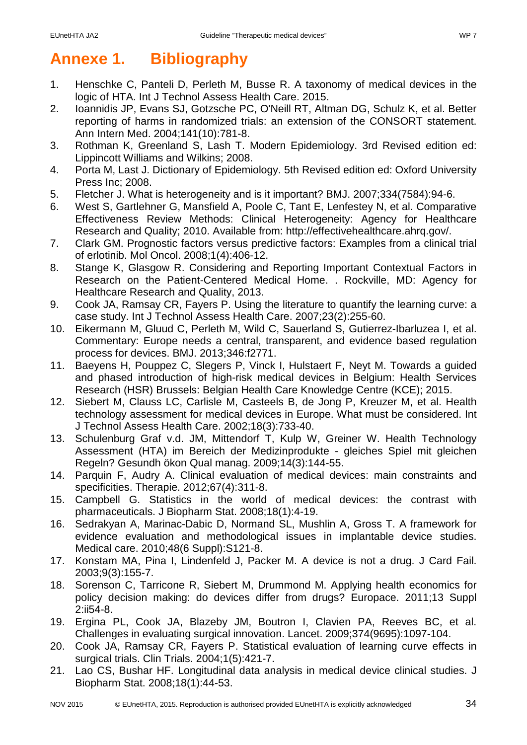# Annexe 1. Bibliography

1. Henschke C, Panteli D, Perleth M, Busse R. A taxonomy of medical devices in the logic of HTA. Int J Technol Assess Health Care. 2015.
2. Ioannidis JP, Evans SJ, Gotzsche PC, O'Neill RT, Altman DG, Schulz K, et al. Better reporting of harms in randomized trials: an extension of the CONSORT statement. Ann Intern Med. 2004;141(10):781-8.
3. Rothman K, Greenland S, Lash T. Modern Epidemiology. 3rd Revised edition ed: Lippincott Williams and Wilkins; 2008.
4. Porta M, Last J. Dictionary of Epidemiology. 5th Revised edition ed: Oxford University Press Inc; 2008.
5. Fletcher J. What is heterogeneity and is it important? BMJ. 2007;334(7584):94-6.
6. West S, Gartlehner G, Mansfield A, Poole C, Tant E, Lenfestey N, et al. Comparative Effectiveness Review Methods: Clinical Heterogeneity: Agency for Healthcare Research and Quality; 2010. Available from: http://effectivehealthcare.ahrq.gov/.
7. Clark GM. Prognostic factors versus predictive factors: Examples from a clinical trial of erlotinib. Mol Oncol. 2008;1(4):406-12.
8. Stange K, Glasgow R. Considering and Reporting Important Contextual Factors in Research on the Patient-Centered Medical Home. . Rockville, MD: Agency for Healthcare Research and Quality, 2013.
9. Cook JA, Ramsay CR, Fayers P. Using the literature to quantify the learning curve: a case study. Int J Technol Assess Health Care. 2007;23(2):255-60.
10. Eikermann M, Gluud C, Perleth M, Wild C, Sauerland S, Gutierrez-Ibarluzea I, et al. Commentary: Europe needs a central, transparent, and evidence based regulation process for devices. BMJ. 2013;346:f2771.
11. Baeyens H, Pouppez C, Slegers P, Vinck I, Hulstaert F, Neyt M. Towards a guided and phased introduction of high-risk medical devices in Belgium: Health Services Research (HSR) Brussels: Belgian Health Care Knowledge Centre (KCE); 2015.
12. Siebert M, Clauss LC, Carlisle M, Casteels B, de Jong P, Kreuzer M, et al. Health technology assessment for medical devices in Europe. What must be considered. Int J Technol Assess Health Care. 2002;18(3):733-40.
13. Schulenburg Graf v.d. JM, Mittendorf T, Kulp W, Greiner W. Health Technology Assessment (HTA) im Bereich der Medizinprodukte - gleiches Spiel mit gleichen Regeln? Gesundh ökon Qual manag. 2009;14(3):144-55.
14. Parquin F, Audry A. Clinical evaluation of medical devices: main constraints and specificities. Therapie. 2012;67(4):311-8.
15. Campbell G. Statistics in the world of medical devices: the contrast with pharmaceuticals. J Biopharm Stat. 2008;18(1):4-19.
16. Sedrakyan A, Marinac-Dabic D, Normand SL, Mushlin A, Gross T. A framework for evidence evaluation and methodological issues in implantable device studies. Medical care. 2010;48(6 Suppl):S121-8.
17. Konstam MA, Pina I, Lindenfeld J, Packer M. A device is not a drug. J Card Fail. 2003;9(3):155-7.
18. Sorenson C, Tarricone R, Siebert M, Drummond M. Applying health economics for policy decision making: do devices differ from drugs? Europace. 2011;13 Suppl 2:ii54-8.
19. Ergina PL, Cook JA, Blazeby JM, Boutron I, Clavien PA, Reeves BC, et al. Challenges in evaluating surgical innovation. Lancet. 2009;374(9695):1097-104.
20. Cook JA, Ramsay CR, Fayers P. Statistical evaluation of learning curve effects in surgical trials. Clin Trials. 2004;1(5):421-7.
21. Lao CS, Bushar HF. Longitudinal data analysis in medical device clinical studies. J Biopharm Stat. 2008;18(1):44-53.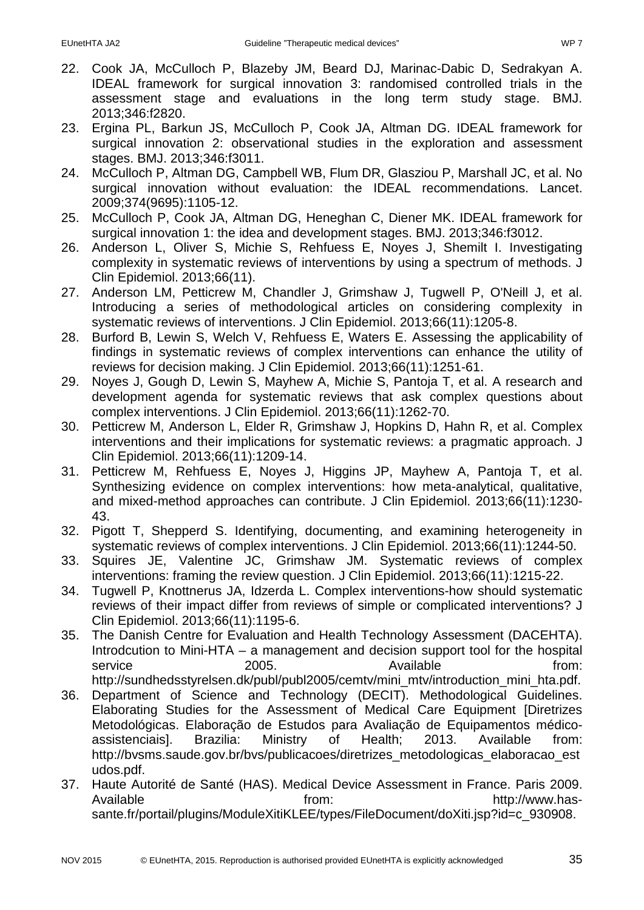22. Cook JA, McCulloch P, Blazeby JM, Beard DJ, Marinac-Dabic D, Sedrakyan A. IDEAL framework for surgical innovation 3: randomised controlled trials in the assessment stage and evaluations in the long term study stage. BMJ. 2013;346:f2820.
23. Ergina PL, Barkun JS, McCulloch P, Cook JA, Altman DG. IDEAL framework for surgical innovation 2: observational studies in the exploration and assessment stages. BMJ. 2013;346:f3011.
24. McCulloch P, Altman DG, Campbell WB, Flum DR, Glasziou P, Marshall JC, et al. No surgical innovation without evaluation: the IDEAL recommendations. Lancet. 2009;374(9695):1105-12.
25. McCulloch P, Cook JA, Altman DG, Heneghan C, Diener MK. IDEAL framework for surgical innovation 1: the idea and development stages. BMJ. 2013;346:f3012.
26. Anderson L, Oliver S, Michie S, Rehfuess E, Noyes J, Shemilt I. Investigating complexity in systematic reviews of interventions by using a spectrum of methods. J Clin Epidemiol. 2013;66(11).
27. Anderson LM, Petticrew M, Chandler J, Grimshaw J, Tugwell P, O'Neill J, et al. Introducing a series of methodological articles on considering complexity in systematic reviews of interventions. J Clin Epidemiol. 2013;66(11):1205-8.
28. Burford B, Lewin S, Welch V, Rehfuess E, Waters E. Assessing the applicability of findings in systematic reviews of complex interventions can enhance the utility of reviews for decision making. J Clin Epidemiol. 2013;66(11):1251-61.
29. Noyes J, Gough D, Lewin S, Mayhew A, Michie S, Pantoja T, et al. A research and development agenda for systematic reviews that ask complex questions about complex interventions. J Clin Epidemiol. 2013;66(11):1262-70.
30. Petticrew M, Anderson L, Elder R, Grimshaw J, Hopkins D, Hahn R, et al. Complex interventions and their implications for systematic reviews: a pragmatic approach. J Clin Epidemiol. 2013;66(11):1209-14.
31. Petticrew M, Rehfuess E, Noyes J, Higgins JP, Mayhew A, Pantoja T, et al. Synthesizing evidence on complex interventions: how meta-analytical, qualitative, and mixed-method approaches can contribute. J Clin Epidemiol. 2013;66(11):1230-43.
32. Pigott T, Shepperd S. Identifying, documenting, and examining heterogeneity in systematic reviews of complex interventions. J Clin Epidemiol. 2013;66(11):1244-50.
33. Squires JE, Valentine JC, Grimshaw JM. Systematic reviews of complex interventions: framing the review question. J Clin Epidemiol. 2013;66(11):1215-22.
34. Tugwell P, Knottnerus JA, Idzerda L. Complex interventions-how should systematic reviews of their impact differ from reviews of simple or complicated interventions? J Clin Epidemiol. 2013;66(11):1195-6.
35. The Danish Centre for Evaluation and Health Technology Assessment (DACEHTA). Introdcution to Mini-HTA – a management and decision support tool for the hospital service 2005. Available from: http://sundhedsstyrelsen.dk/publ/publ2005/cemtv/mini_mtv/introduction_mini_hta.pdf.
36. Department of Science and Technology (DECIT). Methodological Guidelines. Elaborating Studies for the Assessment of Medical Care Equipment [Diretrizes Metodológicas. Elaboração de Estudos para Avaliação de Equipamentos médico-assistenciais]. Brazilia: Ministry of Health; 2013. Available from: http://bvsms.saude.gov.br/bvs/publicacoes/diretrizes_metodologicas_elaboracao_estudos.pdf.
37. Haute Autorité de Santé (HAS). Medical Device Assessment in France. Paris 2009. Available from: http://www.has-sante.fr/portail/plugins/ModuleXitiKLEE/types/FileDocument/doXiti.jsp?id=c_930908.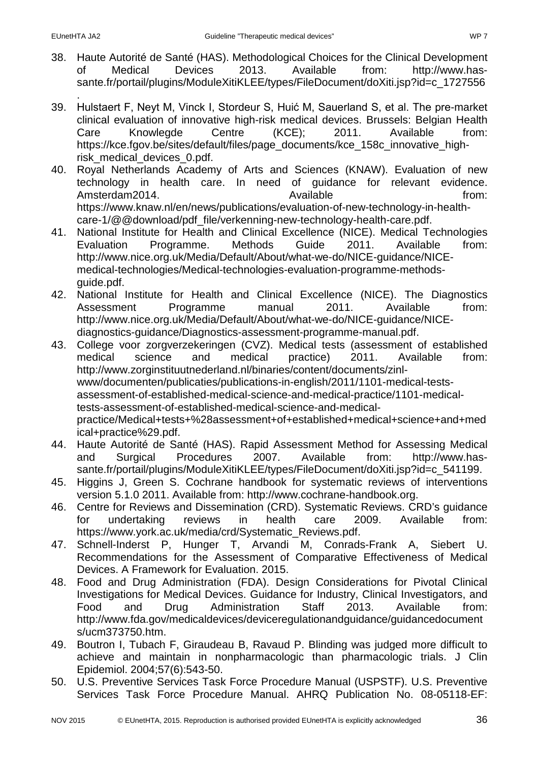38. Haute Autorité de Santé (HAS). Methodological Choices for the Clinical Development of Medical Devices 2013. Available from: http://www.has-sante.fr/portail/plugins/ModuleXitiKLEE/types/FileDocument/doXiti.jsp?id=c_1727556.
39. Hulstaert F, Neyt M, Vinck I, Stordeur S, Huić M, Sauerland S, et al. The pre-market clinical evaluation of innovative high-risk medical devices. Brussels: Belgian Health Care Knowlegde Centre (KCE); 2011. Available from: https://kce.fgov.be/sites/default/files/page_documents/kce_158c_innovative_high-risk_medical_devices_0.pdf.
40. Royal Netherlands Academy of Arts and Sciences (KNAW). Evaluation of new technology in health care. In need of guidance for relevant evidence. Amsterdam2014. Available from: https://www.knaw.nl/en/news/publications/evaluation-of-new-technology-in-health-care-1/@@download/pdf_file/verkenning-new-technology-health-care.pdf.
41. National Institute for Health and Clinical Excellence (NICE). Medical Technologies Evaluation Programme. Methods Guide 2011. Available from: http://www.nice.org.uk/Media/Default/About/what-we-do/NICE-guidance/NICE-medical-technologies/Medical-technologies-evaluation-programme-methods-guide.pdf.
42. National Institute for Health and Clinical Excellence (NICE). The Diagnostics Assessment Programme manual 2011. Available from: http://www.nice.org.uk/Media/Default/About/what-we-do/NICE-guidance/NICE-diagnostics-guidance/Diagnostics-assessment-programme-manual.pdf.
43. College voor zorgverzekeringen (CVZ). Medical tests (assessment of established medical science and medical practice) 2011. Available from: http://www.zorginstituutnederland.nl/binaries/content/documents/zinl-www/documenten/publicaties/publications-in-english/2011/1101-medical-tests-assessment-of-established-medical-science-and-medical-practice/1101-medical-tests-assessment-of-established-medical-science-and-medical-practice/Medical+tests+%28assessment+of+established+medical+science+and+medical+practice%29.pdf.
44. Haute Autorité de Santé (HAS). Rapid Assessment Method for Assessing Medical and Surgical Procedures 2007. Available from: http://www.has-sante.fr/portail/plugins/ModuleXitiKLEE/types/FileDocument/doXiti.jsp?id=c_541199.
45. Higgins J, Green S. Cochrane handbook for systematic reviews of interventions version 5.1.0 2011. Available from: http://www.cochrane-handbook.org.
46. Centre for Reviews and Dissemination (CRD). Systematic Reviews. CRD's guidance for undertaking reviews in health care 2009. Available from: https://www.york.ac.uk/media/crd/Systematic_Reviews.pdf.
47. Schnell-Inderst P, Hunger T, Arvandi M, Conrads-Frank A, Siebert U. Recommendations for the Assessment of Comparative Effectiveness of Medical Devices. A Framework for Evaluation. 2015.
48. Food and Drug Administration (FDA). Design Considerations for Pivotal Clinical Investigations for Medical Devices. Guidance for Industry, Clinical Investigators, and Food and Drug Administration Staff 2013. Available from: http://www.fda.gov/medicaldevices/deviceregulationandguidance/guidancedocuments/ucm373750.htm.
49. Boutron I, Tubach F, Giraudeau B, Ravaud P. Blinding was judged more difficult to achieve and maintain in nonpharmacologic than pharmacologic trials. J Clin Epidemiol. 2004;57(6):543-50.
50. U.S. Preventive Services Task Force Procedure Manual (USPSTF). U.S. Preventive Services Task Force Procedure Manual. AHRQ Publication No. 08-05118-EF: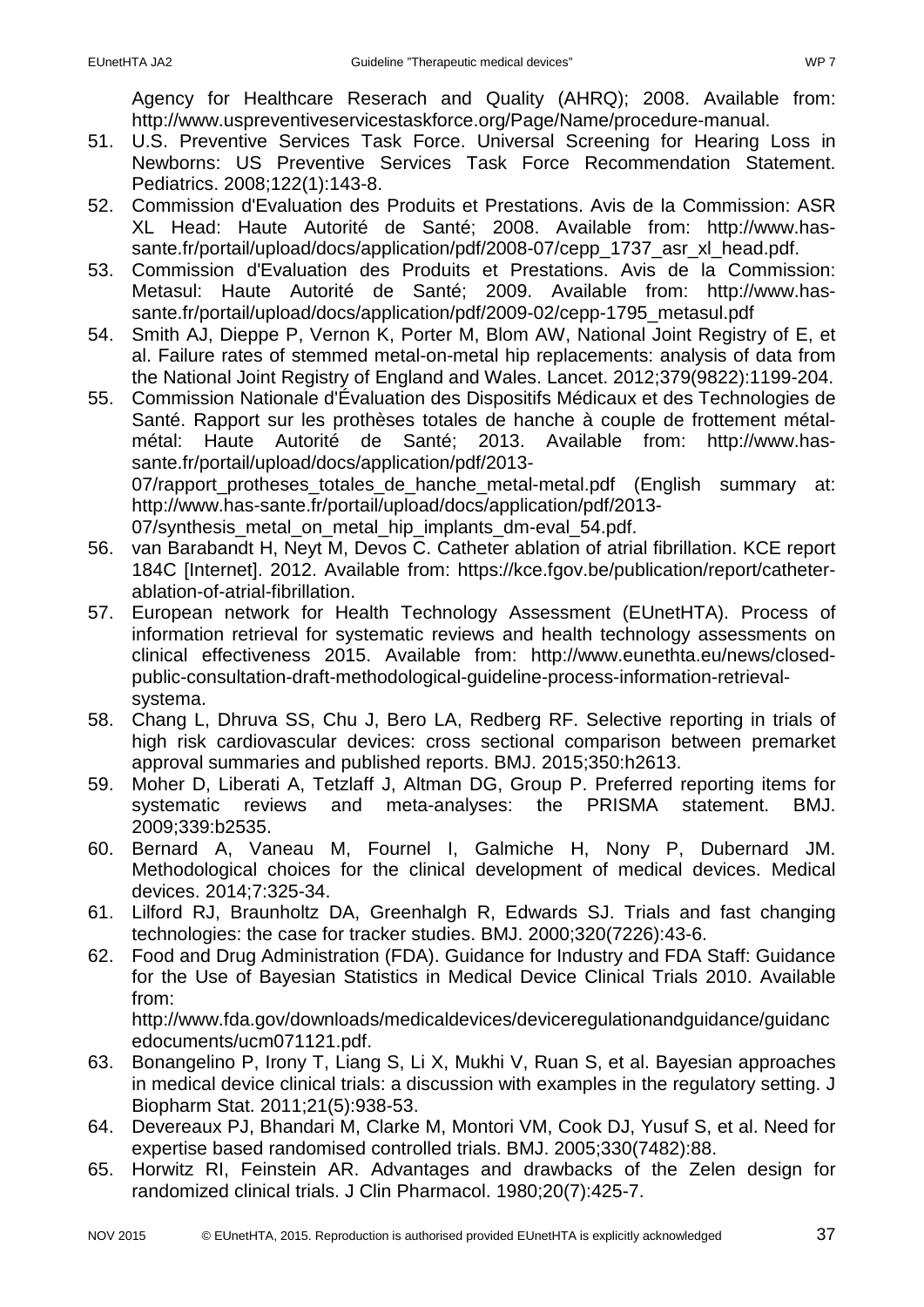Agency for Healthcare Reserach and Quality (AHRQ); 2008. Available from: http://www.uspreventiveservicestaskforce.org/Page/Name/procedure-manual.

51. U.S. Preventive Services Task Force. Universal Screening for Hearing Loss in Newborns: US Preventive Services Task Force Recommendation Statement. Pediatrics. 2008;122(1):143-8.
52. Commission d'Evaluation des Produits et Prestations. Avis de la Commission: ASR XL Head: Haute Autorité de Santé; 2008. Available from: http://www.has-sante.fr/portail/upload/docs/application/pdf/2008-07/cepp_1737_asr_xl_head.pdf.
53. Commission d'Evaluation des Produits et Prestations. Avis de la Commission: Metasul: Haute Autorité de Santé; 2009. Available from: http://www.has-sante.fr/portail/upload/docs/application/pdf/2009-02/cepp-1795_metasul.pdf
54. Smith AJ, Dieppe P, Vernon K, Porter M, Blom AW, National Joint Registry of E, et al. Failure rates of stemmed metal-on-metal hip replacements: analysis of data from the National Joint Registry of England and Wales. Lancet. 2012;379(9822):1199-204.
55. Commission Nationale d'Évaluation des Dispositifs Médicaux et des Technologies de Santé. Rapport sur les prothèses totales de hanche à couple de frottement métal-métal: Haute Autorité de Santé; 2013. Available from: http://www.has-sante.fr/portail/upload/docs/application/pdf/2013-07/rapport_protheses_totales_de_hanche_metal-metal.pdf (English summary at: http://www.has-sante.fr/portail/upload/docs/application/pdf/2013-07/synthesis_metal_on_metal_hip_implants_dm-eval_54.pdf.
56. van Barabandt H, Neyt M, Devos C. Catheter ablation of atrial fibrillation. KCE report 184C [Internet]. 2012. Available from: https://kce.fgov.be/publication/report/catheter-ablation-of-atrial-fibrillation.
57. European network for Health Technology Assessment (EUnetHTA). Process of information retrieval for systematic reviews and health technology assessments on clinical effectiveness 2015. Available from: http://www.eunethta.eu/news/closed-public-consultation-draft-methodological-guideline-process-information-retrieval-systema.
58. Chang L, Dhruva SS, Chu J, Bero LA, Redberg RF. Selective reporting in trials of high risk cardiovascular devices: cross sectional comparison between premarket approval summaries and published reports. BMJ. 2015;350:h2613.
59. Moher D, Liberati A, Tetzlaff J, Altman DG, Group P. Preferred reporting items for systematic reviews and meta-analyses: the PRISMA statement. BMJ. 2009;339:b2535.
60. Bernard A, Vaneau M, Fournel I, Galmiche H, Nony P, Dubernard JM. Methodological choices for the clinical development of medical devices. Medical devices. 2014;7:325-34.
61. Lilford RJ, Braunholtz DA, Greenhalgh R, Edwards SJ. Trials and fast changing technologies: the case for tracker studies. BMJ. 2000;320(7226):43-6.
62. Food and Drug Administration (FDA). Guidance for Industry and FDA Staff: Guidance for the Use of Bayesian Statistics in Medical Device Clinical Trials 2010. Available from: http://www.fda.gov/downloads/medicaldevices/deviceregulationandguidance/guidancedocuments/ucm071121.pdf.
63. Bonangelino P, Irony T, Liang S, Li X, Mukhi V, Ruan S, et al. Bayesian approaches in medical device clinical trials: a discussion with examples in the regulatory setting. J Biopharm Stat. 2011;21(5):938-53.
64. Devereaux PJ, Bhandari M, Clarke M, Montori VM, Cook DJ, Yusuf S, et al. Need for expertise based randomised controlled trials. BMJ. 2005;330(7482):88.
65. Horwitz RI, Feinstein AR. Advantages and drawbacks of the Zelen design for randomized clinical trials. J Clin Pharmacol. 1980;20(7):425-7.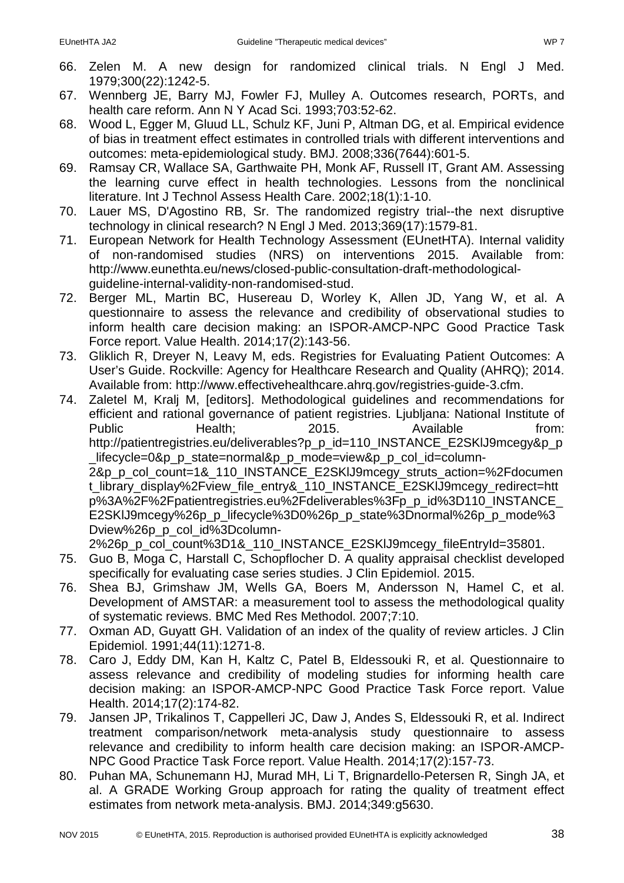66. Zelen M. A new design for randomized clinical trials. N Engl J Med. 1979;300(22):1242-5.
67. Wennberg JE, Barry MJ, Fowler FJ, Mulley A. Outcomes research, PORTs, and health care reform. Ann N Y Acad Sci. 1993;703:52-62.
68. Wood L, Egger M, Gluud LL, Schulz KF, Juni P, Altman DG, et al. Empirical evidence of bias in treatment effect estimates in controlled trials with different interventions and outcomes: meta-epidemiological study. BMJ. 2008;336(7644):601-5.
69. Ramsay CR, Wallace SA, Garthwaite PH, Monk AF, Russell IT, Grant AM. Assessing the learning curve effect in health technologies. Lessons from the nonclinical literature. Int J Technol Assess Health Care. 2002;18(1):1-10.
70. Lauer MS, D'Agostino RB, Sr. The randomized registry trial--the next disruptive technology in clinical research? N Engl J Med. 2013;369(17):1579-81.
71. European Network for Health Technology Assessment (EUnetHTA). Internal validity of non-randomised studies (NRS) on interventions 2015. Available from: http://www.eunethta.eu/news/closed-public-consultation-draft-methodological-guideline-internal-validity-non-randomised-stud.
72. Berger ML, Martin BC, Husereau D, Worley K, Allen JD, Yang W, et al. A questionnaire to assess the relevance and credibility of observational studies to inform health care decision making: an ISPOR-AMCP-NPC Good Practice Task Force report. Value Health. 2014;17(2):143-56.
73. Gliklich R, Dreyer N, Leavy M, eds. Registries for Evaluating Patient Outcomes: A User's Guide. Rockville: Agency for Healthcare Research and Quality (AHRQ); 2014. Available from: http://www.effectivehealthcare.ahrq.gov/registries-guide-3.cfm.
74. Zaletel M, Kralj M, [editors]. Methodological guidelines and recommendations for efficient and rational governance of patient registries. Ljubljana: National Institute of Public Health; 2015. Available from: http://patientregistries.eu/deliverables?p_p_id=110_INSTANCE_E2SKlJ9mcegy&p_p_lifecycle=0&p_p_state=normal&p_p_mode=view&p_p_col_id=column-2&p_p_col_count=1&_110_INSTANCE_E2SKlJ9mcegy_struts_action=%2Fdocument_library_display%2Fview_file_entry&_110_INSTANCE_E2SKlJ9mcegy_redirect=http%3A%2F%2Fpatientregistries.eu%2Fdeliverables%3Fp_p_id%3D110_INSTANCE_E2SKlJ9mcegy%26p_p_lifecycle%3D0%26p_p_state%3Dnormal%26p_p_mode%3Dview%26p_p_col_id%3Dcolumn-2%26p_p_col_count%3D1&_110_INSTANCE_E2SKlJ9mcegy_fileEntryId=35801.
75. Guo B, Moga C, Harstall C, Schopflocher D. A quality appraisal checklist developed specifically for evaluating case series studies. J Clin Epidemiol. 2015.
76. Shea BJ, Grimshaw JM, Wells GA, Boers M, Andersson N, Hamel C, et al. Development of AMSTAR: a measurement tool to assess the methodological quality of systematic reviews. BMC Med Res Methodol. 2007;7:10.
77. Oxman AD, Guyatt GH. Validation of an index of the quality of review articles. J Clin Epidemiol. 1991;44(11):1271-8.
78. Caro J, Eddy DM, Kan H, Kaltz C, Patel B, Eldessouki R, et al. Questionnaire to assess relevance and credibility of modeling studies for informing health care decision making: an ISPOR-AMCP-NPC Good Practice Task Force report. Value Health. 2014;17(2):174-82.
79. Jansen JP, Trikalinos T, Cappelleri JC, Daw J, Andes S, Eldessouki R, et al. Indirect treatment comparison/network meta-analysis study questionnaire to assess relevance and credibility to inform health care decision making: an ISPOR-AMCP-NPC Good Practice Task Force report. Value Health. 2014;17(2):157-73.
80. Puhan MA, Schunemann HJ, Murad MH, Li T, Brignardello-Petersen R, Singh JA, et al. A GRADE Working Group approach for rating the quality of treatment effect estimates from network meta-analysis. BMJ. 2014;349:g5630.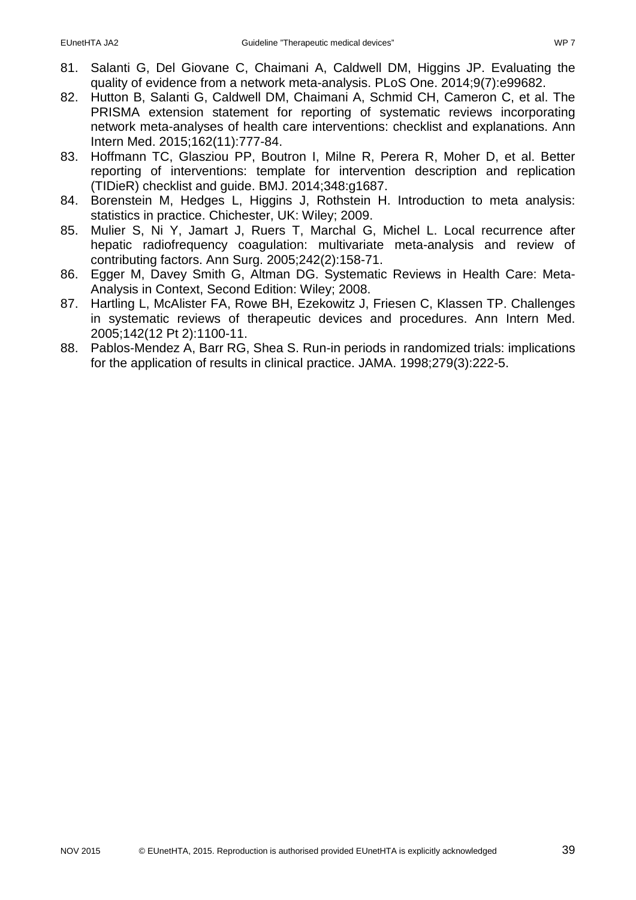81. Salanti G, Del Giovane C, Chaimani A, Caldwell DM, Higgins JP. Evaluating the quality of evidence from a network meta-analysis. PLoS One. 2014;9(7):e99682.
82. Hutton B, Salanti G, Caldwell DM, Chaimani A, Schmid CH, Cameron C, et al. The PRISMA extension statement for reporting of systematic reviews incorporating network meta-analyses of health care interventions: checklist and explanations. Ann Intern Med. 2015;162(11):777-84.
83. Hoffmann TC, Glasziou PP, Boutron I, Milne R, Perera R, Moher D, et al. Better reporting of interventions: template for intervention description and replication (TIDieR) checklist and guide. BMJ. 2014;348:g1687.
84. Borenstein M, Hedges L, Higgins J, Rothstein H. Introduction to meta analysis: statistics in practice. Chichester, UK: Wiley; 2009.
85. Mulier S, Ni Y, Jamart J, Ruers T, Marchal G, Michel L. Local recurrence after hepatic radiofrequency coagulation: multivariate meta-analysis and review of contributing factors. Ann Surg. 2005;242(2):158-71.
86. Egger M, Davey Smith G, Altman DG. Systematic Reviews in Health Care: Meta-Analysis in Context, Second Edition: Wiley; 2008.
87. Hartling L, McAlister FA, Rowe BH, Ezekowitz J, Friesen C, Klassen TP. Challenges in systematic reviews of therapeutic devices and procedures. Ann Intern Med. 2005;142(12 Pt 2):1100-11.
88. Pablos-Mendez A, Barr RG, Shea S. Run-in periods in randomized trials: implications for the application of results in clinical practice. JAMA. 1998;279(3):222-5.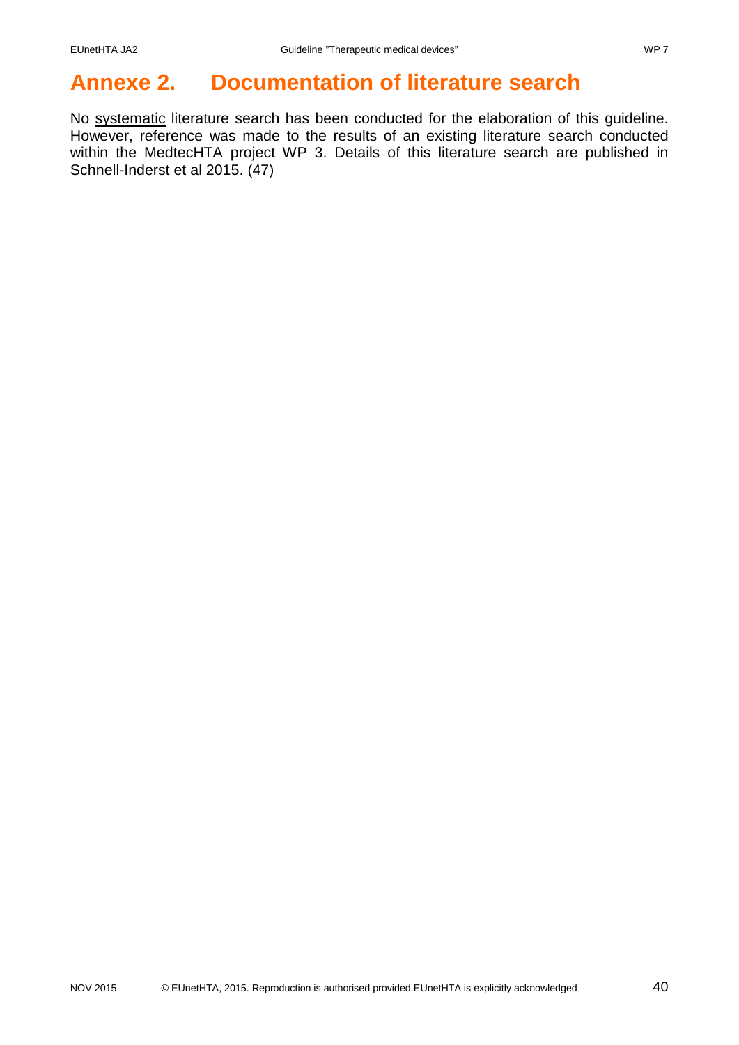# Annexe 2. Documentation of literature search

No <u>systematic</u> literature search has been conducted for the elaboration of this guideline. However, reference was made to the results of an existing literature search conducted within the MedtecHTA project WP 3. Details of this literature search are published in Schnell-Inderst et al 2015. (47)